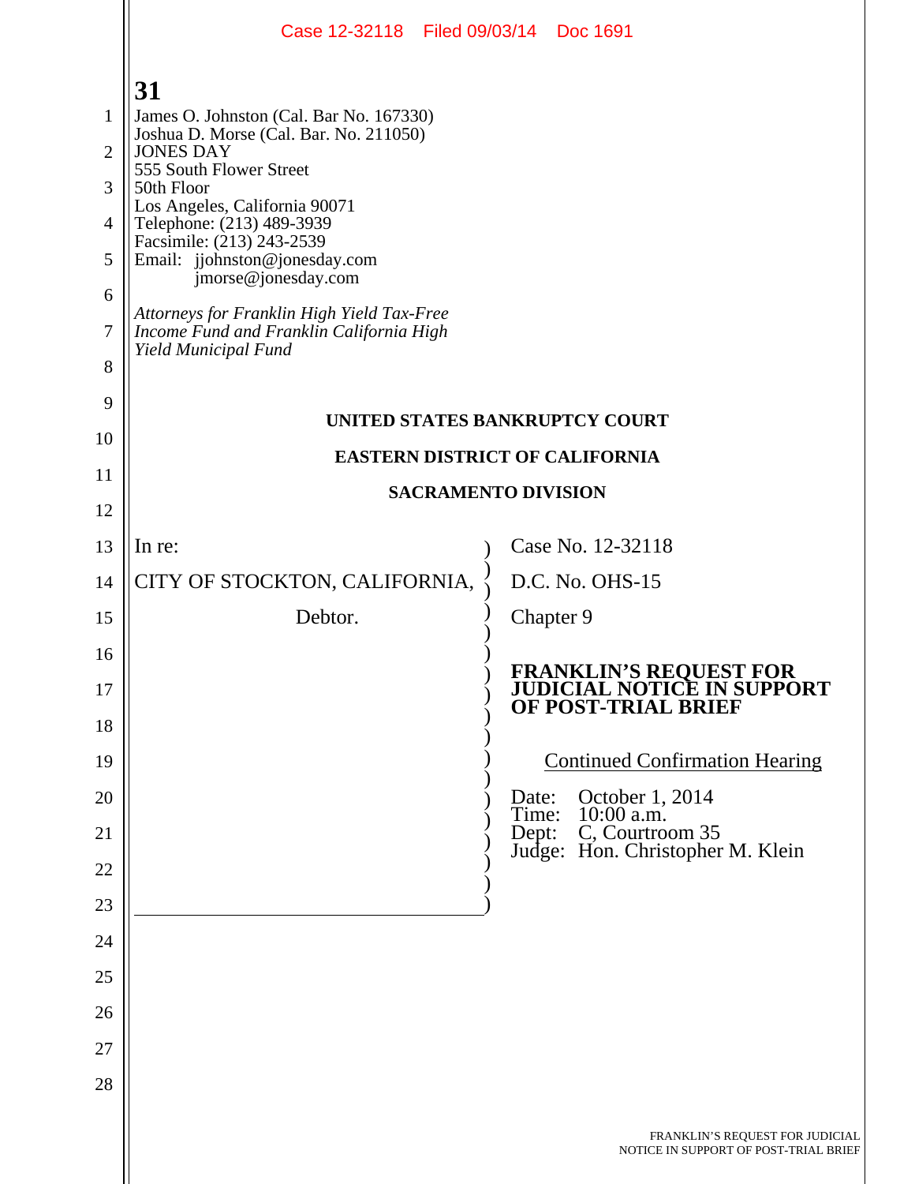31

James O. Johnston (Cal. Bar No. 167330)
Joshua D. Morse (Cal. Bar. No. 211050)
JONES DAY
555 South Flower Street
50th Floor
Los Angeles, California 90071
Telephone: (213) 489-3939
Facsimile: (213) 243-2539
Email: jjohnston@jonesday.com
jmorse@jonesday.com

*Attorneys for Franklin High Yield Tax-Free Income Fund and Franklin California High Yield Municipal Fund*

**UNITED STATES BANKRUPTCY COURT**

**EASTERN DISTRICT OF CALIFORNIA**

**SACRAMENTO DIVISION**

| | |
|---|---|
| In re:<br><br>CITY OF STOCKTON, CALIFORNIA,<br><br>Debtor. | Case No. 12-32118<br><br>D.C. No. OHS-15<br><br>Chapter 9<br><br>**FRANKLIN'S REQUEST FOR JUDICIAL NOTICE IN SUPPORT OF POST-TRIAL BRIEF**<br><br>Continued Confirmation Hearing<br><br>Date: October 1, 2014<br>Time: 10:00 a.m.<br>Dept: C, Courtroom 35<br>Judge: Hon. Christopher M. Klein |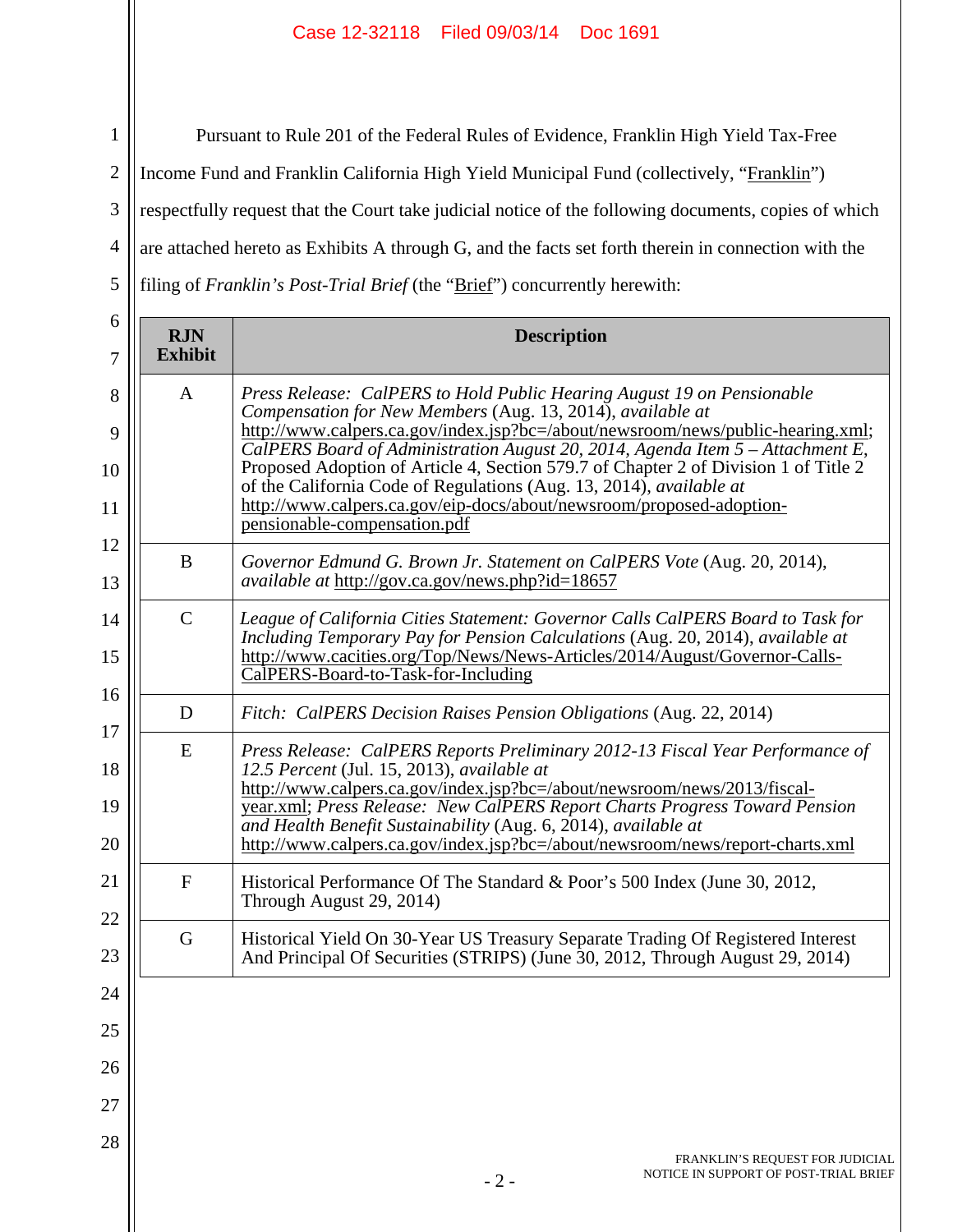Pursuant to Rule 201 of the Federal Rules of Evidence, Franklin High Yield Tax-Free Income Fund and Franklin California High Yield Municipal Fund (collectively, "Franklin") respectfully request that the Court take judicial notice of the following documents, copies of which are attached hereto as Exhibits A through G, and the facts set forth therein in connection with the filing of *Franklin's Post-Trial Brief* (the "Brief") concurrently herewith:

| RJN Exhibit | Description |
|---|---|
| A | *Press Release: CalPERS to Hold Public Hearing August 19 on Pensionable Compensation for New Members* (Aug. 13, 2014), *available at* http://www.calpers.ca.gov/index.jsp?bc=/about/newsroom/news/public-hearing.xml; *CalPERS Board of Administration August 20, 2014, Agenda Item 5 – Attachment E,* Proposed Adoption of Article 4, Section 579.7 of Chapter 2 of Division 1 of Title 2 of the California Code of Regulations (Aug. 13, 2014), *available at* http://www.calpers.ca.gov/eip-docs/about/newsroom/proposed-adoption-pensionable-compensation.pdf |
| B | *Governor Edmund G. Brown Jr. Statement on CalPERS Vote* (Aug. 20, 2014), *available at* http://gov.ca.gov/news.php?id=18657 |
| C | *League of California Cities Statement: Governor Calls CalPERS Board to Task for Including Temporary Pay for Pension Calculations* (Aug. 20, 2014), *available at* http://www.cacities.org/Top/News/News-Articles/2014/August/Governor-Calls-CalPERS-Board-to-Task-for-Including |
| D | *Fitch: CalPERS Decision Raises Pension Obligations* (Aug. 22, 2014) |
| E | *Press Release: CalPERS Reports Preliminary 2012-13 Fiscal Year Performance of 12.5 Percent* (Jul. 15, 2013), *available at* http://www.calpers.ca.gov/index.jsp?bc=/about/newsroom/news/2013/fiscal-year.xml; *Press Release: New CalPERS Report Charts Progress Toward Pension and Health Benefit Sustainability* (Aug. 6, 2014), *available at* http://www.calpers.ca.gov/index.jsp?bc=/about/newsroom/news/report-charts.xml |
| F | Historical Performance Of The Standard & Poor's 500 Index (June 30, 2012, Through August 29, 2014) |
| G | Historical Yield On 30-Year US Treasury Separate Trading Of Registered Interest And Principal Of Securities (STRIPS) (June 30, 2012, Through August 29, 2014) |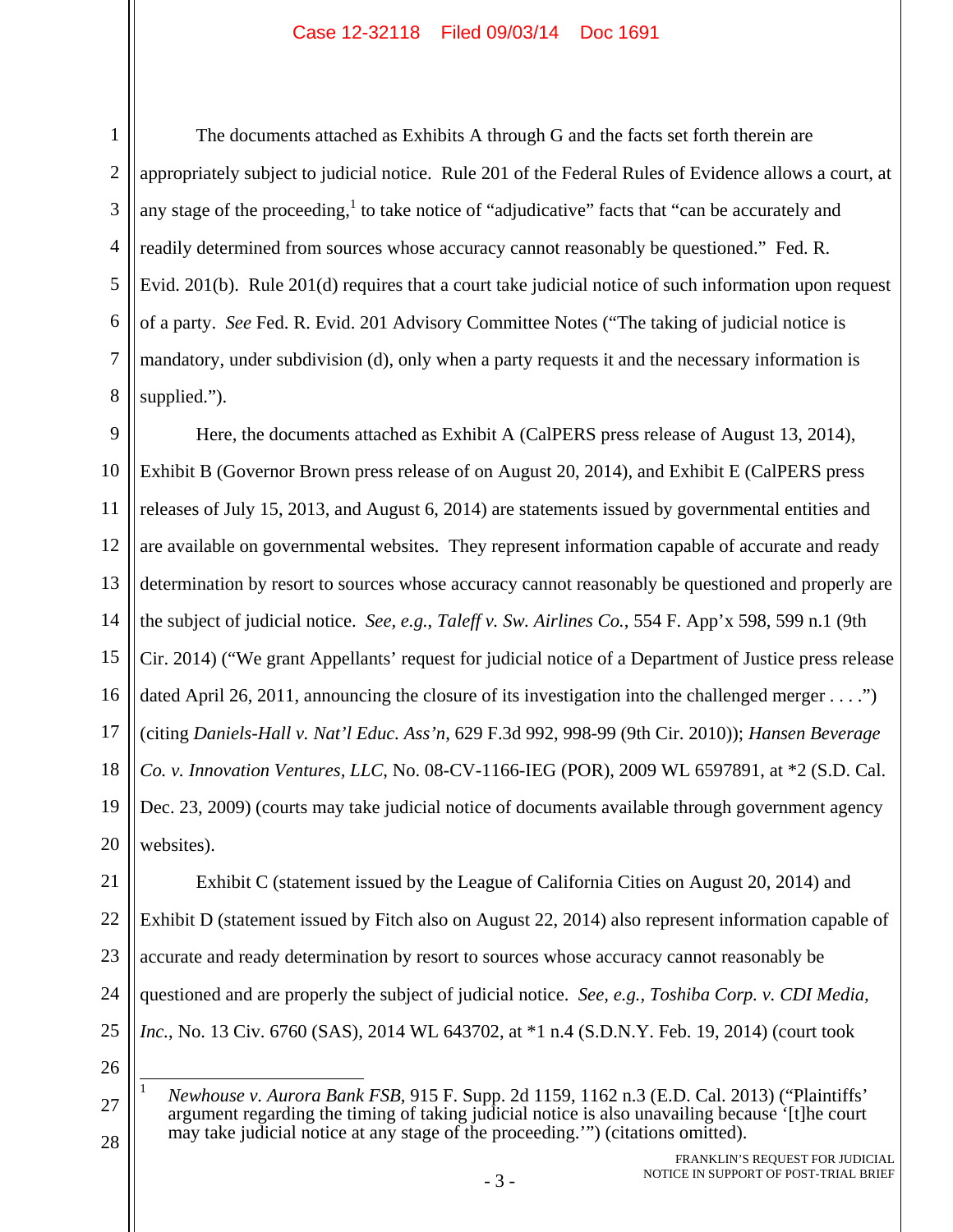The documents attached as Exhibits A through G and the facts set forth therein are appropriately subject to judicial notice. Rule 201 of the Federal Rules of Evidence allows a court, at any stage of the proceeding,[1] to take notice of "adjudicative" facts that "can be accurately and readily determined from sources whose accuracy cannot reasonably be questioned." Fed. R. Evid. 201(b). Rule 201(d) requires that a court take judicial notice of such information upon request of a party. *See* Fed. R. Evid. 201 Advisory Committee Notes ("The taking of judicial notice is mandatory, under subdivision (d), only when a party requests it and the necessary information is supplied.").

Here, the documents attached as Exhibit A (CalPERS press release of August 13, 2014), Exhibit B (Governor Brown press release of on August 20, 2014), and Exhibit E (CalPERS press releases of July 15, 2013, and August 6, 2014) are statements issued by governmental entities and are available on governmental websites. They represent information capable of accurate and ready determination by resort to sources whose accuracy cannot reasonably be questioned and properly are the subject of judicial notice. *See, e.g.*, *Taleff v. Sw. Airlines Co.*, 554 F. App'x 598, 599 n.1 (9th Cir. 2014) ("We grant Appellants' request for judicial notice of a Department of Justice press release dated April 26, 2011, announcing the closure of its investigation into the challenged merger . . . .") (citing *Daniels-Hall v. Nat'l Educ. Ass'n*, 629 F.3d 992, 998-99 (9th Cir. 2010)); *Hansen Beverage Co. v. Innovation Ventures, LLC*, No. 08-CV-1166-IEG (POR), 2009 WL 6597891, at *2 (S.D. Cal. Dec. 23, 2009) (courts may take judicial notice of documents available through government agency websites).

Exhibit C (statement issued by the League of California Cities on August 20, 2014) and Exhibit D (statement issued by Fitch also on August 22, 2014) also represent information capable of accurate and ready determination by resort to sources whose accuracy cannot reasonably be questioned and are properly the subject of judicial notice. *See, e.g.*, *Toshiba Corp. v. CDI Media, Inc.*, No. 13 Civ. 6760 (SAS), 2014 WL 643702, at *1 n.4 (S.D.N.Y. Feb. 19, 2014) (court took

---

[1] *Newhouse v. Aurora Bank FSB*, 915 F. Supp. 2d 1159, 1162 n.3 (E.D. Cal. 2013) ("Plaintiffs' argument regarding the timing of taking judicial notice is also unavailing because '[t]he court may take judicial notice at any stage of the proceeding.'") (citations omitted).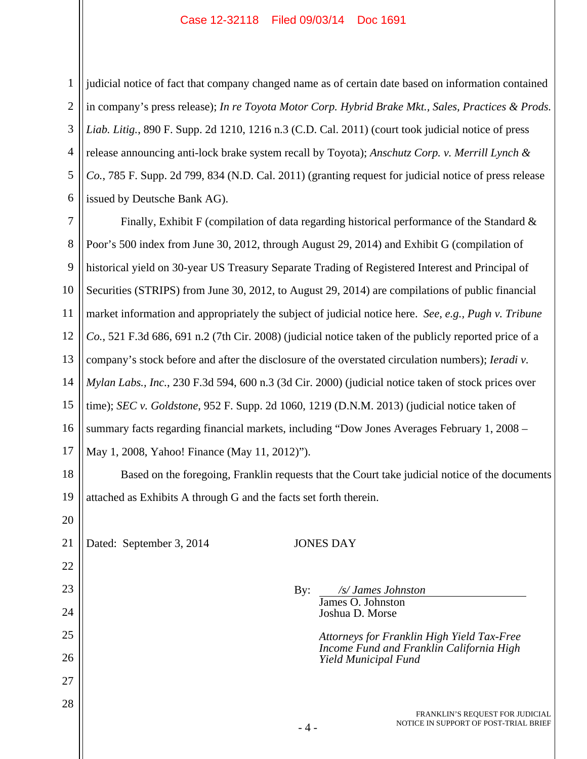judicial notice of fact that company changed name as of certain date based on information contained in company's press release); *In re Toyota Motor Corp. Hybrid Brake Mkt., Sales, Practices & Prods. Liab. Litig.*, 890 F. Supp. 2d 1210, 1216 n.3 (C.D. Cal. 2011) (court took judicial notice of press release announcing anti-lock brake system recall by Toyota); *Anschutz Corp. v. Merrill Lynch & Co.*, 785 F. Supp. 2d 799, 834 (N.D. Cal. 2011) (granting request for judicial notice of press release issued by Deutsche Bank AG).

Finally, Exhibit F (compilation of data regarding historical performance of the Standard & Poor's 500 index from June 30, 2012, through August 29, 2014) and Exhibit G (compilation of historical yield on 30-year US Treasury Separate Trading of Registered Interest and Principal of Securities (STRIPS) from June 30, 2012, to August 29, 2014) are compilations of public financial market information and appropriately the subject of judicial notice here. *See, e.g., Pugh v. Tribune Co.*, 521 F.3d 686, 691 n.2 (7th Cir. 2008) (judicial notice taken of the publicly reported price of a company's stock before and after the disclosure of the overstated circulation numbers); *Ieradi v. Mylan Labs., Inc.*, 230 F.3d 594, 600 n.3 (3d Cir. 2000) (judicial notice taken of stock prices over time); *SEC v. Goldstone*, 952 F. Supp. 2d 1060, 1219 (D.N.M. 2013) (judicial notice taken of summary facts regarding financial markets, including "Dow Jones Averages February 1, 2008 – May 1, 2008, Yahoo! Finance (May 11, 2012)").

Based on the foregoing, Franklin requests that the Court take judicial notice of the documents attached as Exhibits A through G and the facts set forth therein.

Dated: September 3, 2014

JONES DAY

By: */s/ James Johnston*
James O. Johnston
Joshua D. Morse

*Attorneys for Franklin High Yield Tax-Free Income Fund and Franklin California High Yield Municipal Fund*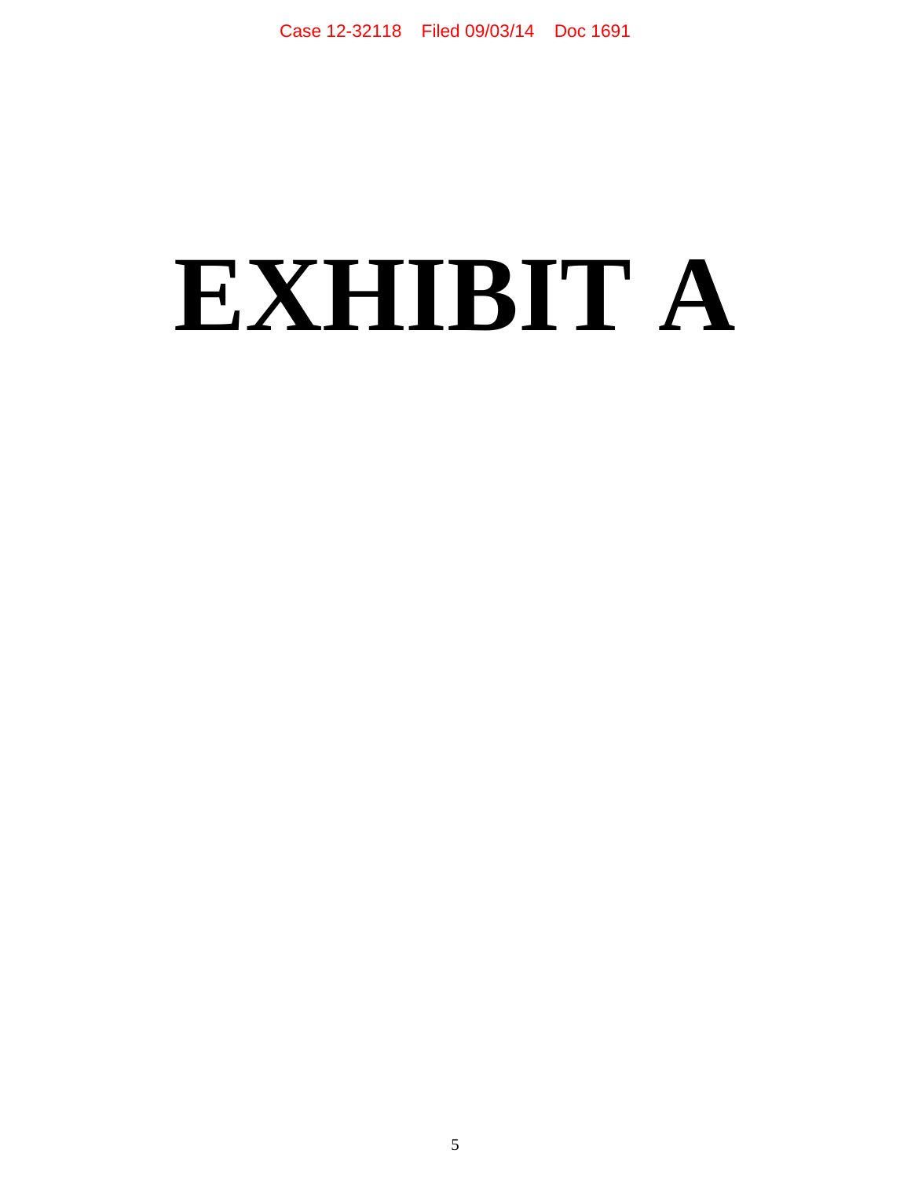# EXHIBIT A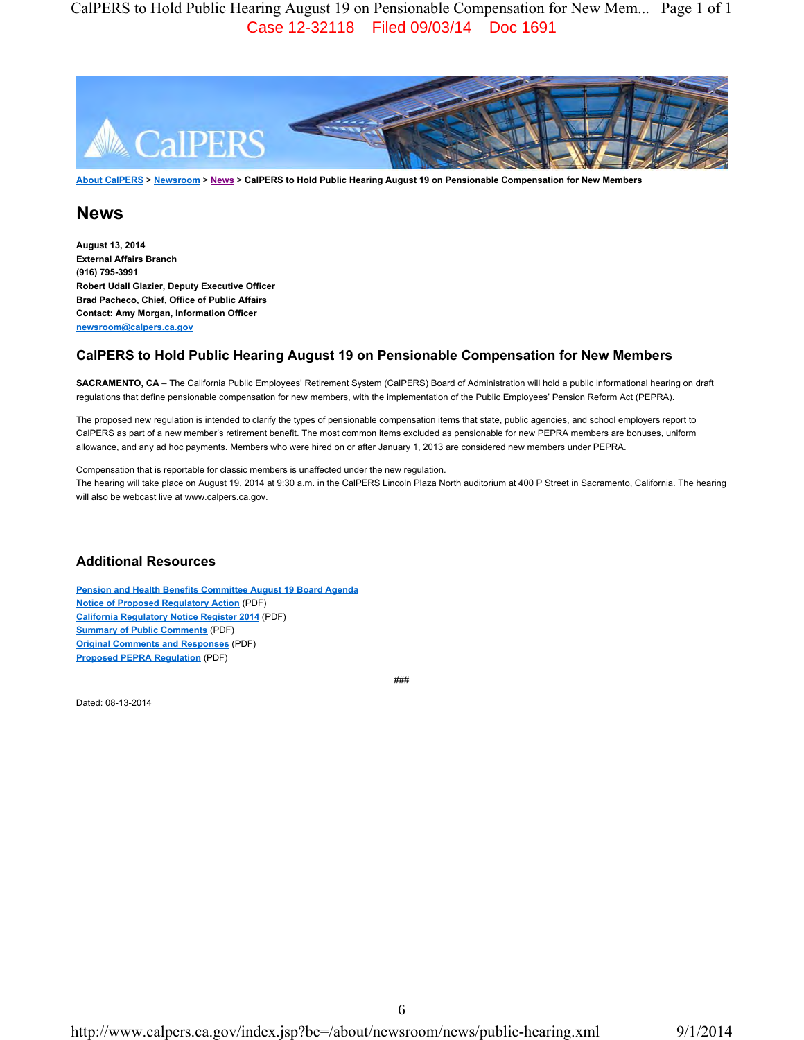About CalPERS > Newsroom > News > CalPERS to Hold Public Hearing August 19 on Pensionable Compensation for New Members

## News

**August 13, 2014**
**External Affairs Branch**
**(916) 795-3991**
**Robert Udall Glazier, Deputy Executive Officer**
**Brad Pacheco, Chief, Office of Public Affairs**
**Contact: Amy Morgan, Information Officer**
**newsroom@calpers.ca.gov**

### CalPERS to Hold Public Hearing August 19 on Pensionable Compensation for New Members

**SACRAMENTO, CA** – The California Public Employees' Retirement System (CalPERS) Board of Administration will hold a public informational hearing on draft regulations that define pensionable compensation for new members, with the implementation of the Public Employees' Pension Reform Act (PEPRA).

The proposed new regulation is intended to clarify the types of pensionable compensation items that state, public agencies, and school employers report to CalPERS as part of a new member's retirement benefit. The most common items excluded as pensionable for new PEPRA members are bonuses, uniform allowance, and any ad hoc payments. Members who were hired on or after January 1, 2013 are considered new members under PEPRA.

Compensation that is reportable for classic members is unaffected under the new regulation.
The hearing will take place on August 19, 2014 at 9:30 a.m. in the CalPERS Lincoln Plaza North auditorium at 400 P Street in Sacramento, California. The hearing will also be webcast live at www.calpers.ca.gov.

### Additional Resources

Pension and Health Benefits Committee August 19 Board Agenda
Notice of Proposed Regulatory Action (PDF)
California Regulatory Notice Register 2014 (PDF)
Summary of Public Comments (PDF)
Original Comments and Responses (PDF)
Proposed PEPRA Regulation (PDF)

###

Dated: 08-13-2014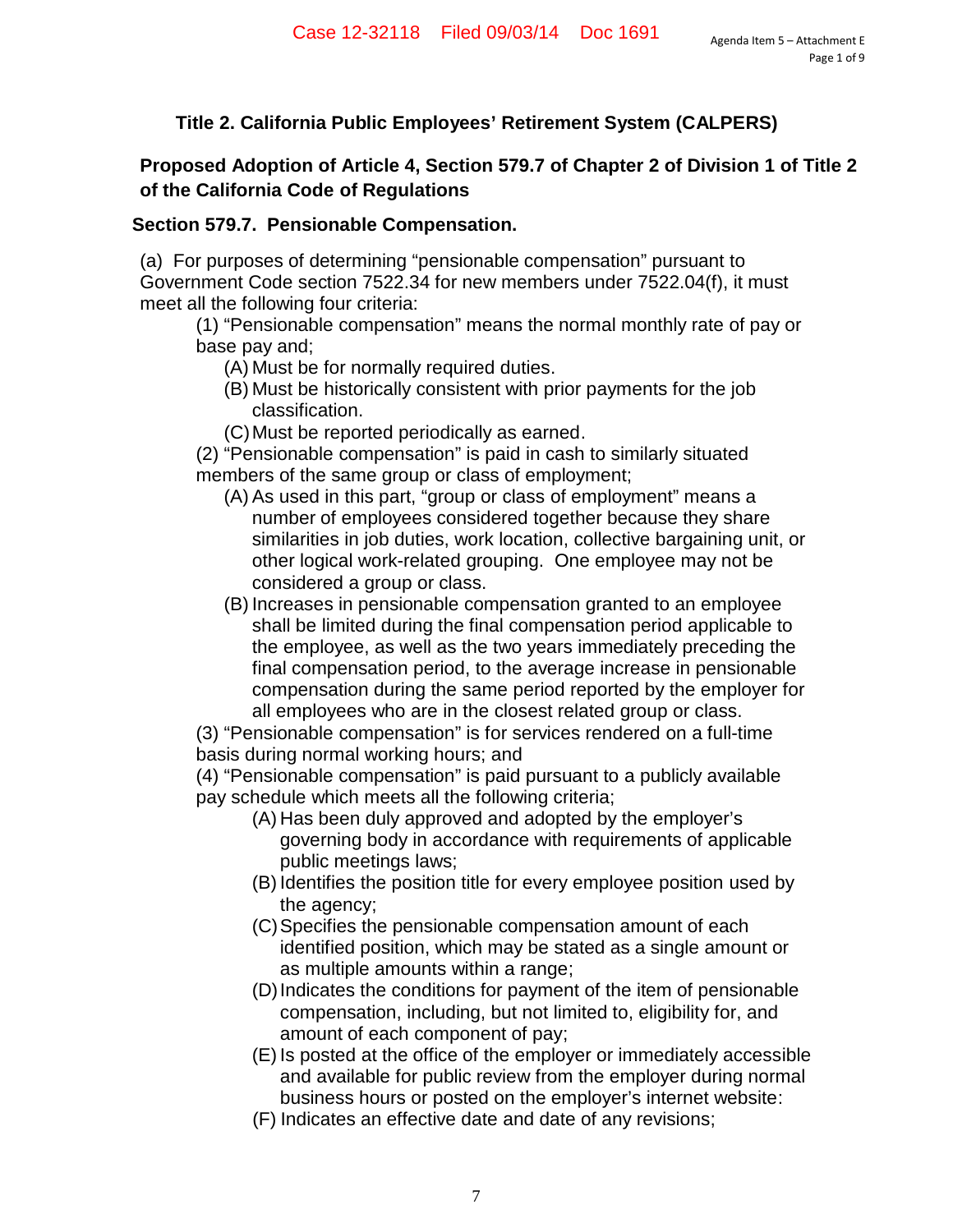### Title 2. California Public Employees' Retirement System (CALPERS)

### Proposed Adoption of Article 4, Section 579.7 of Chapter 2 of Division 1 of Title 2 of the California Code of Regulations

#### Section 579.7. Pensionable Compensation.

(a) For purposes of determining "pensionable compensation" pursuant to Government Code section 7522.34 for new members under 7522.04(f), it must meet all the following four criteria:

- (1) "Pensionable compensation" means the normal monthly rate of pay or base pay and;
  - (A) Must be for normally required duties.
  - (B) Must be historically consistent with prior payments for the job classification.
  - (C) Must be reported periodically as earned.
- (2) "Pensionable compensation" is paid in cash to similarly situated members of the same group or class of employment;
  - (A) As used in this part, "group or class of employment" means a number of employees considered together because they share similarities in job duties, work location, collective bargaining unit, or other logical work-related grouping. One employee may not be considered a group or class.
  - (B) Increases in pensionable compensation granted to an employee shall be limited during the final compensation period applicable to the employee, as well as the two years immediately preceding the final compensation period, to the average increase in pensionable compensation during the same period reported by the employer for all employees who are in the closest related group or class.
- (3) "Pensionable compensation" is for services rendered on a full-time basis during normal working hours; and
- (4) "Pensionable compensation" is paid pursuant to a publicly available pay schedule which meets all the following criteria;
  - (A) Has been duly approved and adopted by the employer's governing body in accordance with requirements of applicable public meetings laws;
  - (B) Identifies the position title for every employee position used by the agency;
  - (C) Specifies the pensionable compensation amount of each identified position, which may be stated as a single amount or as multiple amounts within a range;
  - (D) Indicates the conditions for payment of the item of pensionable compensation, including, but not limited to, eligibility for, and amount of each component of pay;
  - (E) Is posted at the office of the employer or immediately accessible and available for public review from the employer during normal business hours or posted on the employer's internet website:
  - (F) Indicates an effective date and date of any revisions;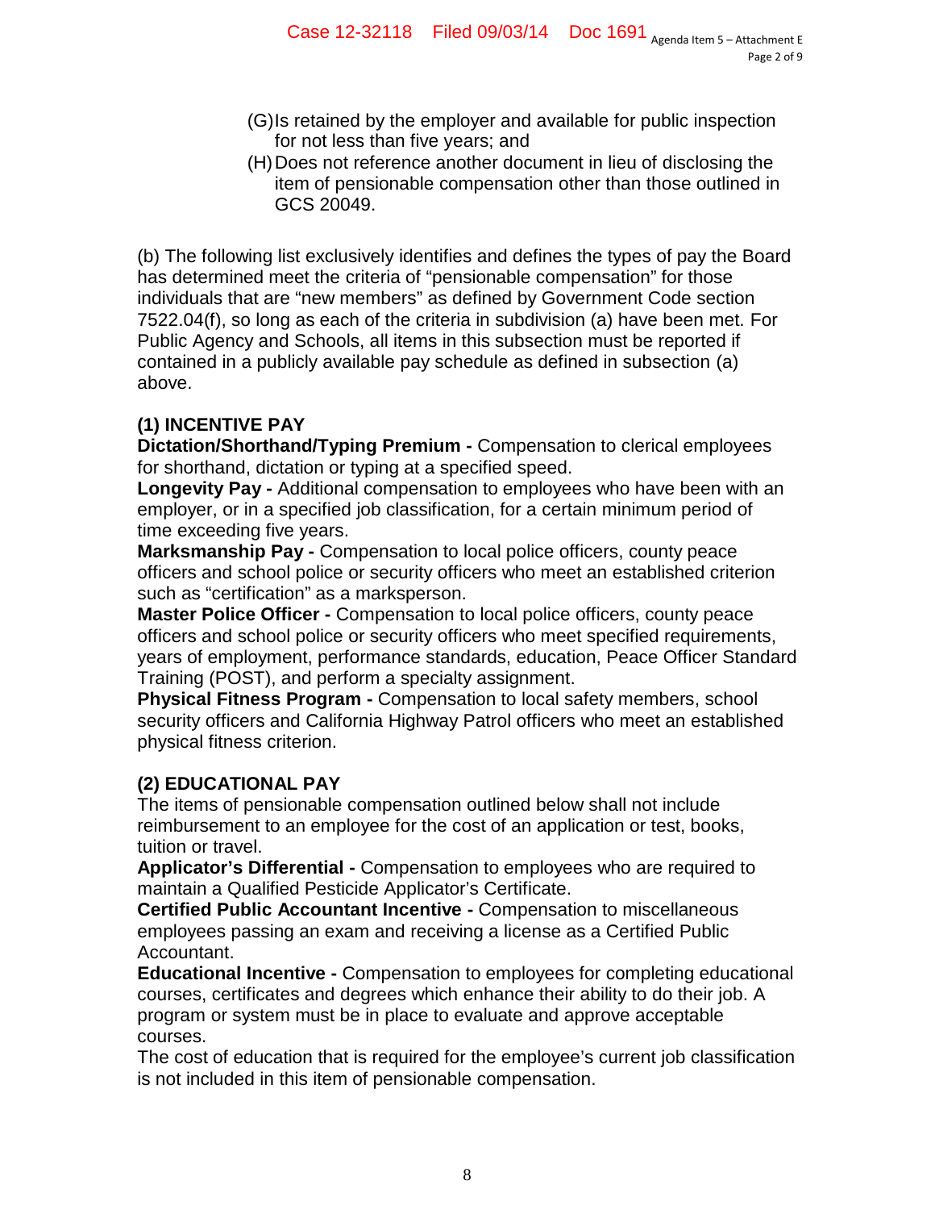(G) Is retained by the employer and available for public inspection for not less than five years; and

(H) Does not reference another document in lieu of disclosing the item of pensionable compensation other than those outlined in GCS 20049.

(b) The following list exclusively identifies and defines the types of pay the Board has determined meet the criteria of "pensionable compensation" for those individuals that are "new members" as defined by Government Code section 7522.04(f), so long as each of the criteria in subdivision (a) have been met. For Public Agency and Schools, all items in this subsection must be reported if contained in a publicly available pay schedule as defined in subsection (a) above.

**(1) INCENTIVE PAY**

**Dictation/Shorthand/Typing Premium -** Compensation to clerical employees for shorthand, dictation or typing at a specified speed.

**Longevity Pay -** Additional compensation to employees who have been with an employer, or in a specified job classification, for a certain minimum period of time exceeding five years.

**Marksmanship Pay -** Compensation to local police officers, county peace officers and school police or security officers who meet an established criterion such as "certification" as a marksperson.

**Master Police Officer -** Compensation to local police officers, county peace officers and school police or security officers who meet specified requirements, years of employment, performance standards, education, Peace Officer Standard Training (POST), and perform a specialty assignment.

**Physical Fitness Program -** Compensation to local safety members, school security officers and California Highway Patrol officers who meet an established physical fitness criterion.

**(2) EDUCATIONAL PAY**

The items of pensionable compensation outlined below shall not include reimbursement to an employee for the cost of an application or test, books, tuition or travel.

**Applicator's Differential -** Compensation to employees who are required to maintain a Qualified Pesticide Applicator's Certificate.

**Certified Public Accountant Incentive -** Compensation to miscellaneous employees passing an exam and receiving a license as a Certified Public Accountant.

**Educational Incentive -** Compensation to employees for completing educational courses, certificates and degrees which enhance their ability to do their job. A program or system must be in place to evaluate and approve acceptable courses.

The cost of education that is required for the employee's current job classification is not included in this item of pensionable compensation.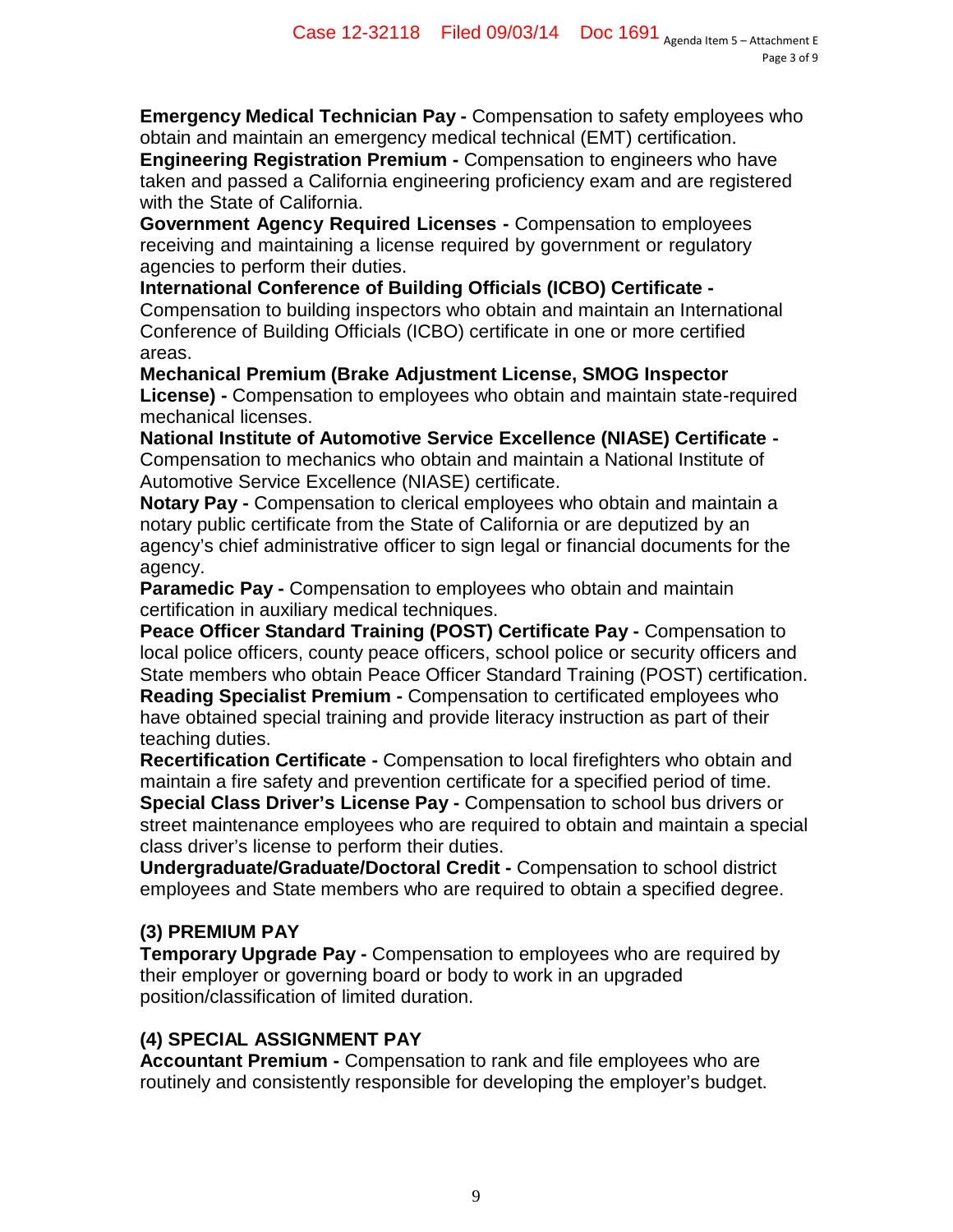**Emergency Medical Technician Pay -** Compensation to safety employees who obtain and maintain an emergency medical technical (EMT) certification.

**Engineering Registration Premium -** Compensation to engineers who have taken and passed a California engineering proficiency exam and are registered with the State of California.

**Government Agency Required Licenses -** Compensation to employees receiving and maintaining a license required by government or regulatory agencies to perform their duties.

**International Conference of Building Officials (ICBO) Certificate -** Compensation to building inspectors who obtain and maintain an International Conference of Building Officials (ICBO) certificate in one or more certified areas.

**Mechanical Premium (Brake Adjustment License, SMOG Inspector License) -** Compensation to employees who obtain and maintain state-required mechanical licenses.

**National Institute of Automotive Service Excellence (NIASE) Certificate -** Compensation to mechanics who obtain and maintain a National Institute of Automotive Service Excellence (NIASE) certificate.

**Notary Pay -** Compensation to clerical employees who obtain and maintain a notary public certificate from the State of California or are deputized by an agency's chief administrative officer to sign legal or financial documents for the agency.

**Paramedic Pay -** Compensation to employees who obtain and maintain certification in auxiliary medical techniques.

**Peace Officer Standard Training (POST) Certificate Pay -** Compensation to local police officers, county peace officers, school police or security officers and State members who obtain Peace Officer Standard Training (POST) certification.

**Reading Specialist Premium -** Compensation to certificated employees who have obtained special training and provide literacy instruction as part of their teaching duties.

**Recertification Certificate -** Compensation to local firefighters who obtain and maintain a fire safety and prevention certificate for a specified period of time.

**Special Class Driver's License Pay -** Compensation to school bus drivers or street maintenance employees who are required to obtain and maintain a special class driver's license to perform their duties.

**Undergraduate/Graduate/Doctoral Credit -** Compensation to school district employees and State members who are required to obtain a specified degree.

## (3) PREMIUM PAY

**Temporary Upgrade Pay -** Compensation to employees who are required by their employer or governing board or body to work in an upgraded position/classification of limited duration.

## (4) SPECIAL ASSIGNMENT PAY

**Accountant Premium -** Compensation to rank and file employees who are routinely and consistently responsible for developing the employer's budget.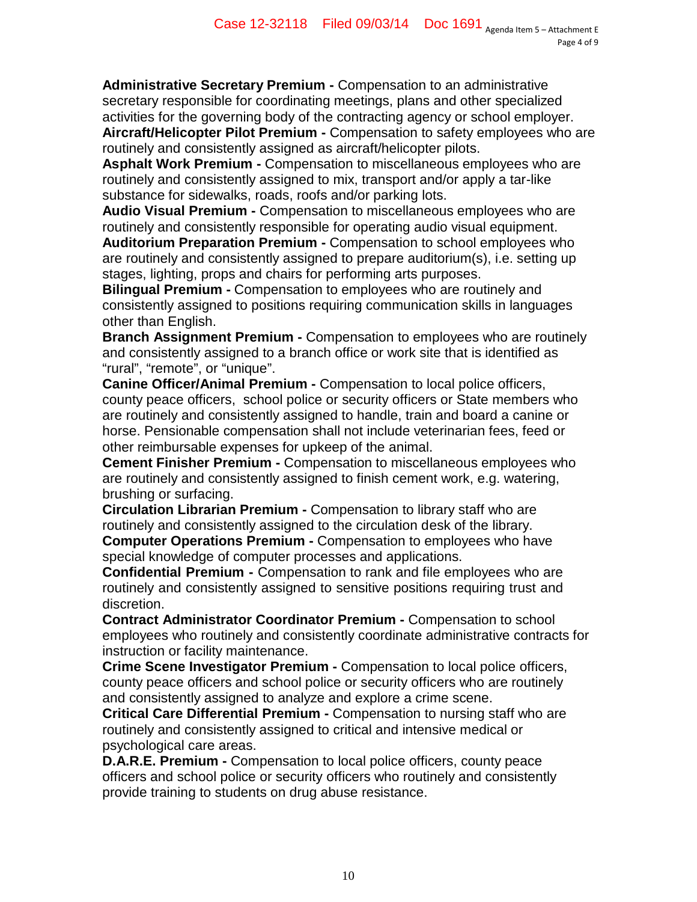**Administrative Secretary Premium -** Compensation to an administrative secretary responsible for coordinating meetings, plans and other specialized activities for the governing body of the contracting agency or school employer.

**Aircraft/Helicopter Pilot Premium -** Compensation to safety employees who are routinely and consistently assigned as aircraft/helicopter pilots.

**Asphalt Work Premium -** Compensation to miscellaneous employees who are routinely and consistently assigned to mix, transport and/or apply a tar-like substance for sidewalks, roads, roofs and/or parking lots.

**Audio Visual Premium -** Compensation to miscellaneous employees who are routinely and consistently responsible for operating audio visual equipment.

**Auditorium Preparation Premium -** Compensation to school employees who are routinely and consistently assigned to prepare auditorium(s), i.e. setting up stages, lighting, props and chairs for performing arts purposes.

**Bilingual Premium -** Compensation to employees who are routinely and consistently assigned to positions requiring communication skills in languages other than English.

**Branch Assignment Premium -** Compensation to employees who are routinely and consistently assigned to a branch office or work site that is identified as "rural", "remote", or "unique".

**Canine Officer/Animal Premium -** Compensation to local police officers, county peace officers, school police or security officers or State members who are routinely and consistently assigned to handle, train and board a canine or horse. Pensionable compensation shall not include veterinarian fees, feed or other reimbursable expenses for upkeep of the animal.

**Cement Finisher Premium -** Compensation to miscellaneous employees who are routinely and consistently assigned to finish cement work, e.g. watering, brushing or surfacing.

**Circulation Librarian Premium -** Compensation to library staff who are routinely and consistently assigned to the circulation desk of the library.

**Computer Operations Premium -** Compensation to employees who have special knowledge of computer processes and applications.

**Confidential Premium -** Compensation to rank and file employees who are routinely and consistently assigned to sensitive positions requiring trust and discretion.

**Contract Administrator Coordinator Premium -** Compensation to school employees who routinely and consistently coordinate administrative contracts for instruction or facility maintenance.

**Crime Scene Investigator Premium -** Compensation to local police officers, county peace officers and school police or security officers who are routinely and consistently assigned to analyze and explore a crime scene.

**Critical Care Differential Premium -** Compensation to nursing staff who are routinely and consistently assigned to critical and intensive medical or psychological care areas.

**D.A.R.E. Premium -** Compensation to local police officers, county peace officers and school police or security officers who routinely and consistently provide training to students on drug abuse resistance.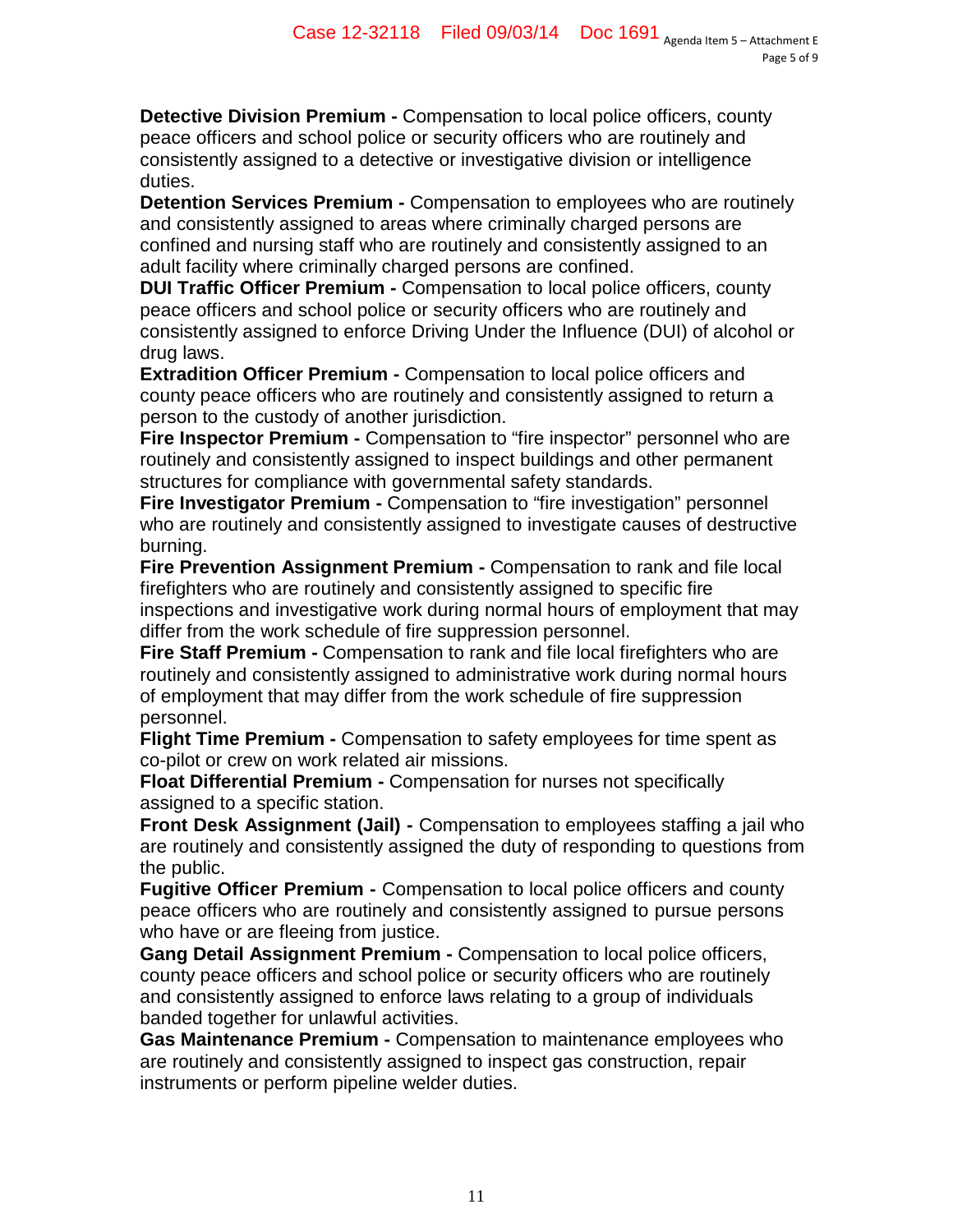**Detective Division Premium -** Compensation to local police officers, county peace officers and school police or security officers who are routinely and consistently assigned to a detective or investigative division or intelligence duties.

**Detention Services Premium -** Compensation to employees who are routinely and consistently assigned to areas where criminally charged persons are confined and nursing staff who are routinely and consistently assigned to an adult facility where criminally charged persons are confined.

**DUI Traffic Officer Premium -** Compensation to local police officers, county peace officers and school police or security officers who are routinely and consistently assigned to enforce Driving Under the Influence (DUI) of alcohol or drug laws.

**Extradition Officer Premium -** Compensation to local police officers and county peace officers who are routinely and consistently assigned to return a person to the custody of another jurisdiction.

**Fire Inspector Premium -** Compensation to "fire inspector" personnel who are routinely and consistently assigned to inspect buildings and other permanent structures for compliance with governmental safety standards.

**Fire Investigator Premium -** Compensation to "fire investigation" personnel who are routinely and consistently assigned to investigate causes of destructive burning.

**Fire Prevention Assignment Premium -** Compensation to rank and file local firefighters who are routinely and consistently assigned to specific fire inspections and investigative work during normal hours of employment that may differ from the work schedule of fire suppression personnel.

**Fire Staff Premium -** Compensation to rank and file local firefighters who are routinely and consistently assigned to administrative work during normal hours of employment that may differ from the work schedule of fire suppression personnel.

**Flight Time Premium -** Compensation to safety employees for time spent as co-pilot or crew on work related air missions.

**Float Differential Premium -** Compensation for nurses not specifically assigned to a specific station.

**Front Desk Assignment (Jail) -** Compensation to employees staffing a jail who are routinely and consistently assigned the duty of responding to questions from the public.

**Fugitive Officer Premium -** Compensation to local police officers and county peace officers who are routinely and consistently assigned to pursue persons who have or are fleeing from justice.

**Gang Detail Assignment Premium -** Compensation to local police officers, county peace officers and school police or security officers who are routinely and consistently assigned to enforce laws relating to a group of individuals banded together for unlawful activities.

**Gas Maintenance Premium -** Compensation to maintenance employees who are routinely and consistently assigned to inspect gas construction, repair instruments or perform pipeline welder duties.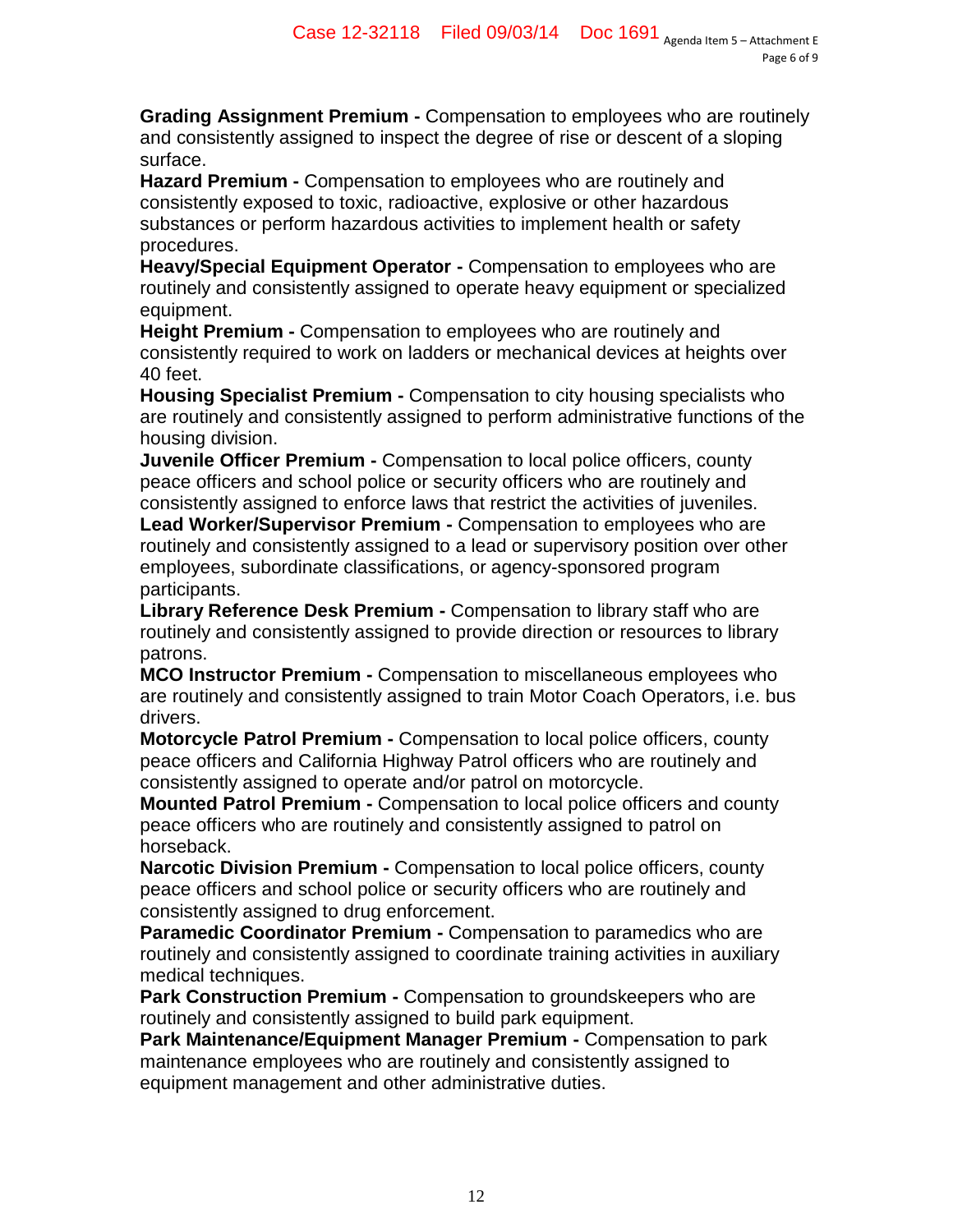**Grading Assignment Premium -** Compensation to employees who are routinely and consistently assigned to inspect the degree of rise or descent of a sloping surface.

**Hazard Premium -** Compensation to employees who are routinely and consistently exposed to toxic, radioactive, explosive or other hazardous substances or perform hazardous activities to implement health or safety procedures.

**Heavy/Special Equipment Operator -** Compensation to employees who are routinely and consistently assigned to operate heavy equipment or specialized equipment.

**Height Premium -** Compensation to employees who are routinely and consistently required to work on ladders or mechanical devices at heights over 40 feet.

**Housing Specialist Premium -** Compensation to city housing specialists who are routinely and consistently assigned to perform administrative functions of the housing division.

**Juvenile Officer Premium -** Compensation to local police officers, county peace officers and school police or security officers who are routinely and consistently assigned to enforce laws that restrict the activities of juveniles.

**Lead Worker/Supervisor Premium -** Compensation to employees who are routinely and consistently assigned to a lead or supervisory position over other employees, subordinate classifications, or agency-sponsored program participants.

**Library Reference Desk Premium -** Compensation to library staff who are routinely and consistently assigned to provide direction or resources to library patrons.

**MCO Instructor Premium -** Compensation to miscellaneous employees who are routinely and consistently assigned to train Motor Coach Operators, i.e. bus drivers.

**Motorcycle Patrol Premium -** Compensation to local police officers, county peace officers and California Highway Patrol officers who are routinely and consistently assigned to operate and/or patrol on motorcycle.

**Mounted Patrol Premium -** Compensation to local police officers and county peace officers who are routinely and consistently assigned to patrol on horseback.

**Narcotic Division Premium -** Compensation to local police officers, county peace officers and school police or security officers who are routinely and consistently assigned to drug enforcement.

**Paramedic Coordinator Premium -** Compensation to paramedics who are routinely and consistently assigned to coordinate training activities in auxiliary medical techniques.

**Park Construction Premium -** Compensation to groundskeepers who are routinely and consistently assigned to build park equipment.

**Park Maintenance/Equipment Manager Premium -** Compensation to park maintenance employees who are routinely and consistently assigned to equipment management and other administrative duties.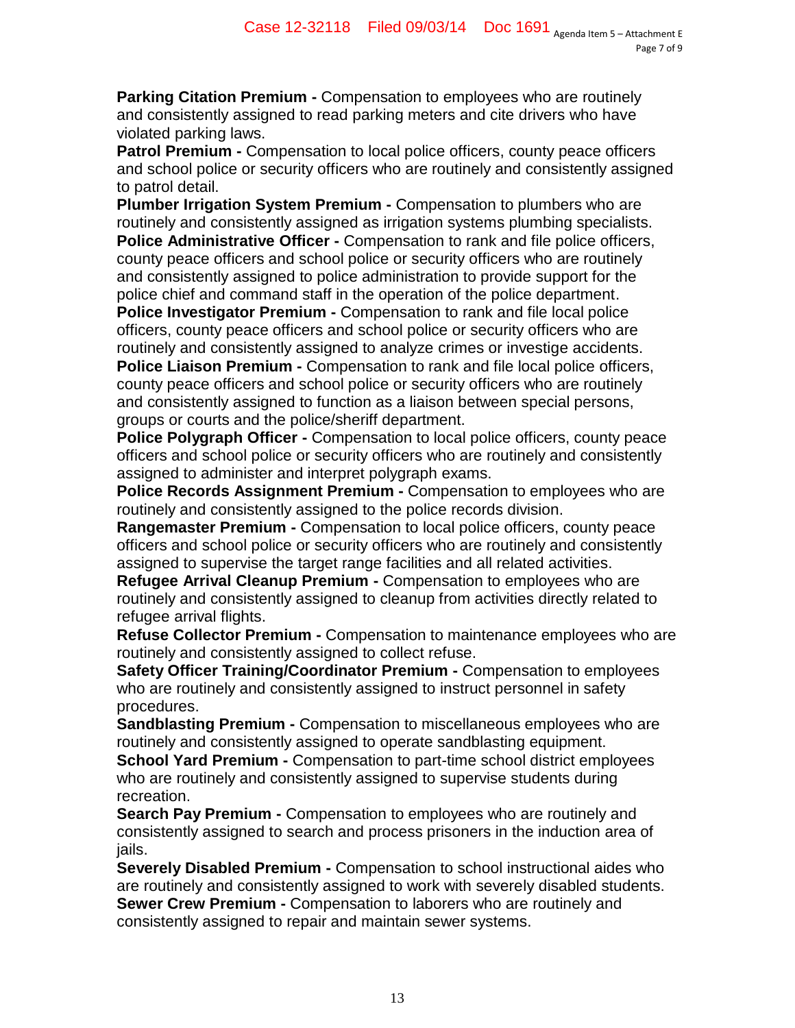**Parking Citation Premium -** Compensation to employees who are routinely and consistently assigned to read parking meters and cite drivers who have violated parking laws.

**Patrol Premium -** Compensation to local police officers, county peace officers and school police or security officers who are routinely and consistently assigned to patrol detail.

**Plumber Irrigation System Premium -** Compensation to plumbers who are routinely and consistently assigned as irrigation systems plumbing specialists.

**Police Administrative Officer -** Compensation to rank and file police officers, county peace officers and school police or security officers who are routinely and consistently assigned to police administration to provide support for the police chief and command staff in the operation of the police department.

**Police Investigator Premium -** Compensation to rank and file local police officers, county peace officers and school police or security officers who are routinely and consistently assigned to analyze crimes or investige accidents.

**Police Liaison Premium -** Compensation to rank and file local police officers, county peace officers and school police or security officers who are routinely and consistently assigned to function as a liaison between special persons, groups or courts and the police/sheriff department.

**Police Polygraph Officer -** Compensation to local police officers, county peace officers and school police or security officers who are routinely and consistently assigned to administer and interpret polygraph exams.

**Police Records Assignment Premium -** Compensation to employees who are routinely and consistently assigned to the police records division.

**Rangemaster Premium -** Compensation to local police officers, county peace officers and school police or security officers who are routinely and consistently assigned to supervise the target range facilities and all related activities.

**Refugee Arrival Cleanup Premium -** Compensation to employees who are routinely and consistently assigned to cleanup from activities directly related to refugee arrival flights.

**Refuse Collector Premium -** Compensation to maintenance employees who are routinely and consistently assigned to collect refuse.

**Safety Officer Training/Coordinator Premium -** Compensation to employees who are routinely and consistently assigned to instruct personnel in safety procedures.

**Sandblasting Premium -** Compensation to miscellaneous employees who are routinely and consistently assigned to operate sandblasting equipment.

**School Yard Premium -** Compensation to part-time school district employees who are routinely and consistently assigned to supervise students during recreation.

**Search Pay Premium -** Compensation to employees who are routinely and consistently assigned to search and process prisoners in the induction area of jails.

**Severely Disabled Premium -** Compensation to school instructional aides who are routinely and consistently assigned to work with severely disabled students.

**Sewer Crew Premium -** Compensation to laborers who are routinely and consistently assigned to repair and maintain sewer systems.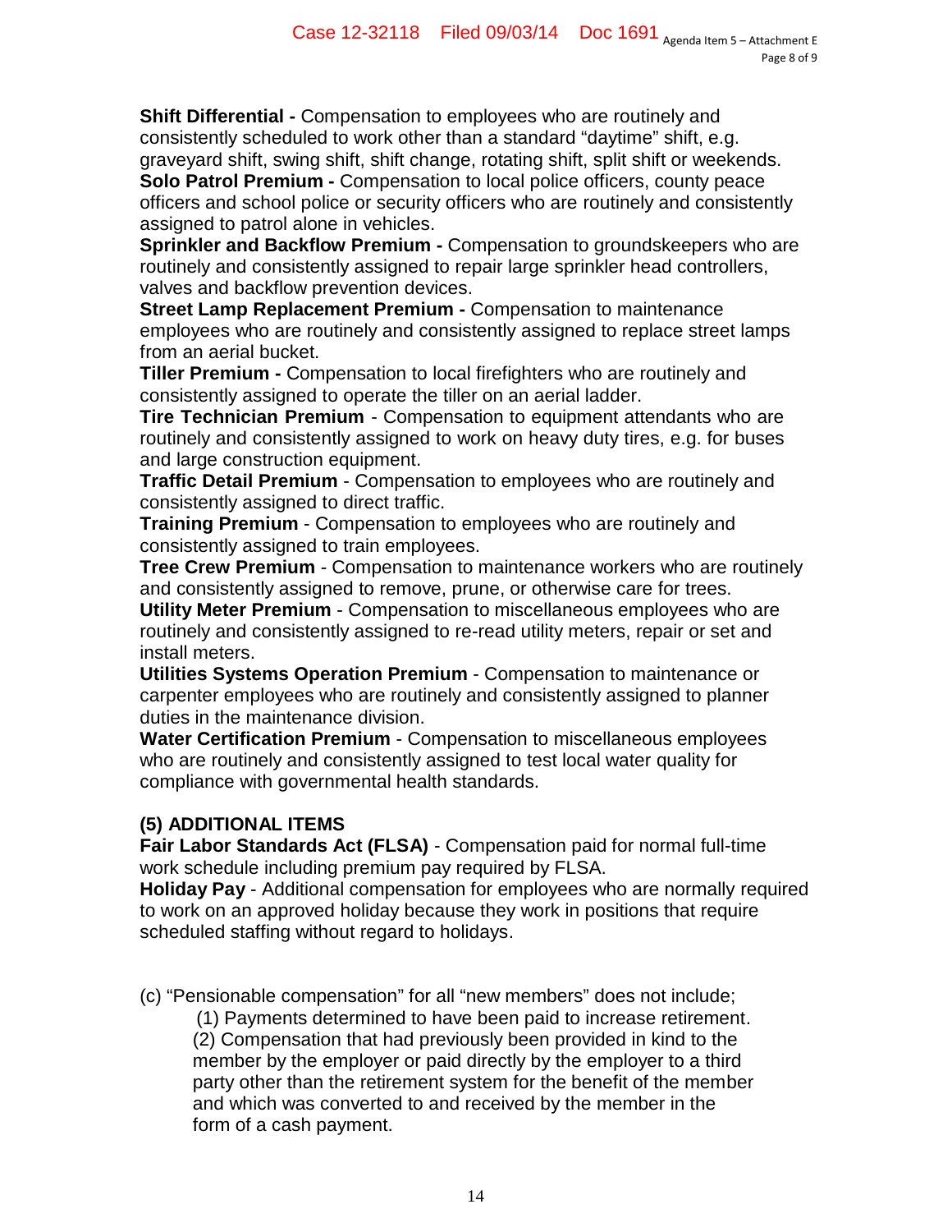**Shift Differential -** Compensation to employees who are routinely and consistently scheduled to work other than a standard "daytime" shift, e.g. graveyard shift, swing shift, shift change, rotating shift, split shift or weekends.

**Solo Patrol Premium -** Compensation to local police officers, county peace officers and school police or security officers who are routinely and consistently assigned to patrol alone in vehicles.

**Sprinkler and Backflow Premium -** Compensation to groundskeepers who are routinely and consistently assigned to repair large sprinkler head controllers, valves and backflow prevention devices.

**Street Lamp Replacement Premium -** Compensation to maintenance employees who are routinely and consistently assigned to replace street lamps from an aerial bucket.

**Tiller Premium -** Compensation to local firefighters who are routinely and consistently assigned to operate the tiller on an aerial ladder.

**Tire Technician Premium** - Compensation to equipment attendants who are routinely and consistently assigned to work on heavy duty tires, e.g. for buses and large construction equipment.

**Traffic Detail Premium** - Compensation to employees who are routinely and consistently assigned to direct traffic.

**Training Premium** - Compensation to employees who are routinely and consistently assigned to train employees.

**Tree Crew Premium** - Compensation to maintenance workers who are routinely and consistently assigned to remove, prune, or otherwise care for trees.

**Utility Meter Premium** - Compensation to miscellaneous employees who are routinely and consistently assigned to re-read utility meters, repair or set and install meters.

**Utilities Systems Operation Premium** - Compensation to maintenance or carpenter employees who are routinely and consistently assigned to planner duties in the maintenance division.

**Water Certification Premium** - Compensation to miscellaneous employees who are routinely and consistently assigned to test local water quality for compliance with governmental health standards.

**(5) ADDITIONAL ITEMS**

**Fair Labor Standards Act (FLSA)** - Compensation paid for normal full-time work schedule including premium pay required by FLSA.

**Holiday Pay** - Additional compensation for employees who are normally required to work on an approved holiday because they work in positions that require scheduled staffing without regard to holidays.

(c) "Pensionable compensation" for all "new members" does not include;

(1) Payments determined to have been paid to increase retirement.

(2) Compensation that had previously been provided in kind to the member by the employer or paid directly by the employer to a third party other than the retirement system for the benefit of the member and which was converted to and received by the member in the form of a cash payment.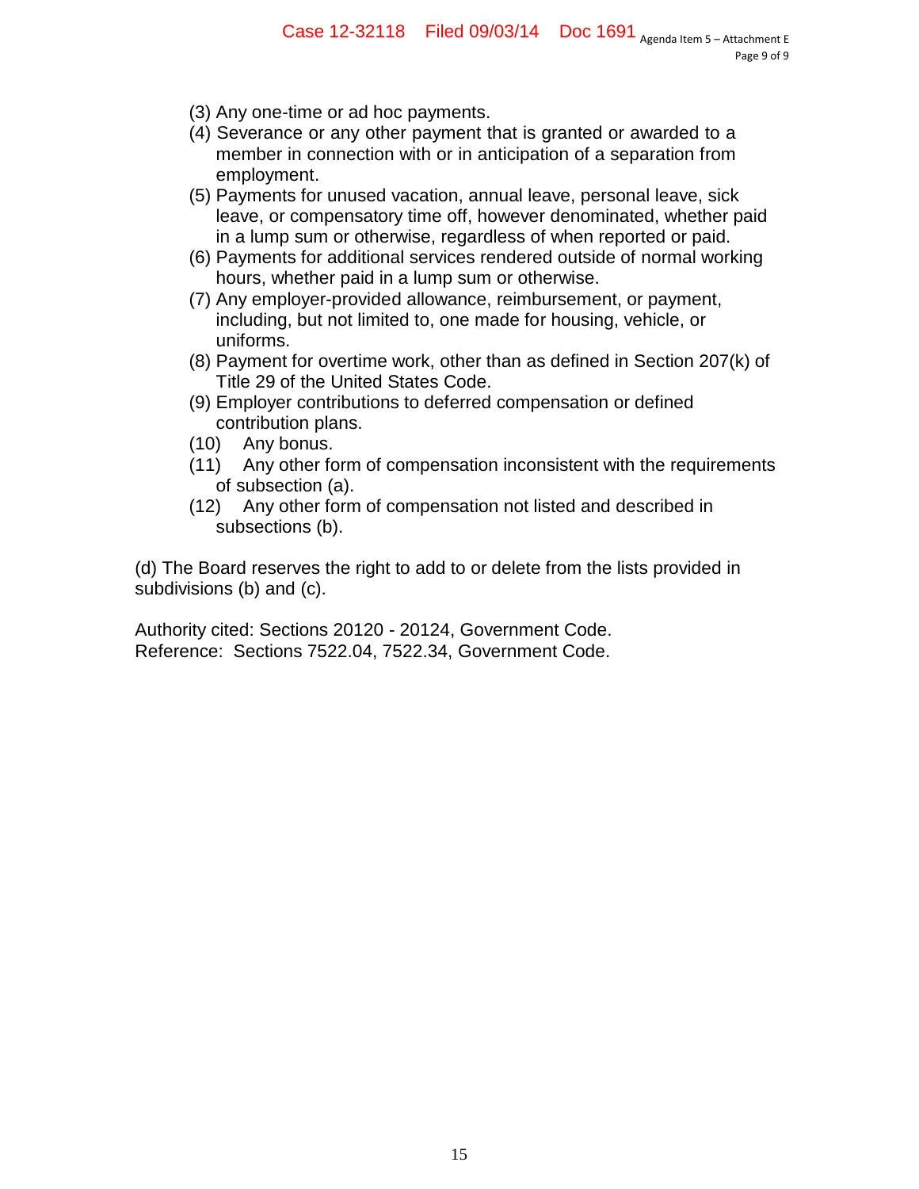(3) Any one-time or ad hoc payments.
(4) Severance or any other payment that is granted or awarded to a member in connection with or in anticipation of a separation from employment.
(5) Payments for unused vacation, annual leave, personal leave, sick leave, or compensatory time off, however denominated, whether paid in a lump sum or otherwise, regardless of when reported or paid.
(6) Payments for additional services rendered outside of normal working hours, whether paid in a lump sum or otherwise.
(7) Any employer-provided allowance, reimbursement, or payment, including, but not limited to, one made for housing, vehicle, or uniforms.
(8) Payment for overtime work, other than as defined in Section 207(k) of Title 29 of the United States Code.
(9) Employer contributions to deferred compensation or defined contribution plans.
(10) Any bonus.
(11) Any other form of compensation inconsistent with the requirements of subsection (a).
(12) Any other form of compensation not listed and described in subsections (b).

(d) The Board reserves the right to add to or delete from the lists provided in subdivisions (b) and (c).

Authority cited: Sections 20120 - 20124, Government Code.
Reference: Sections 7522.04, 7522.34, Government Code.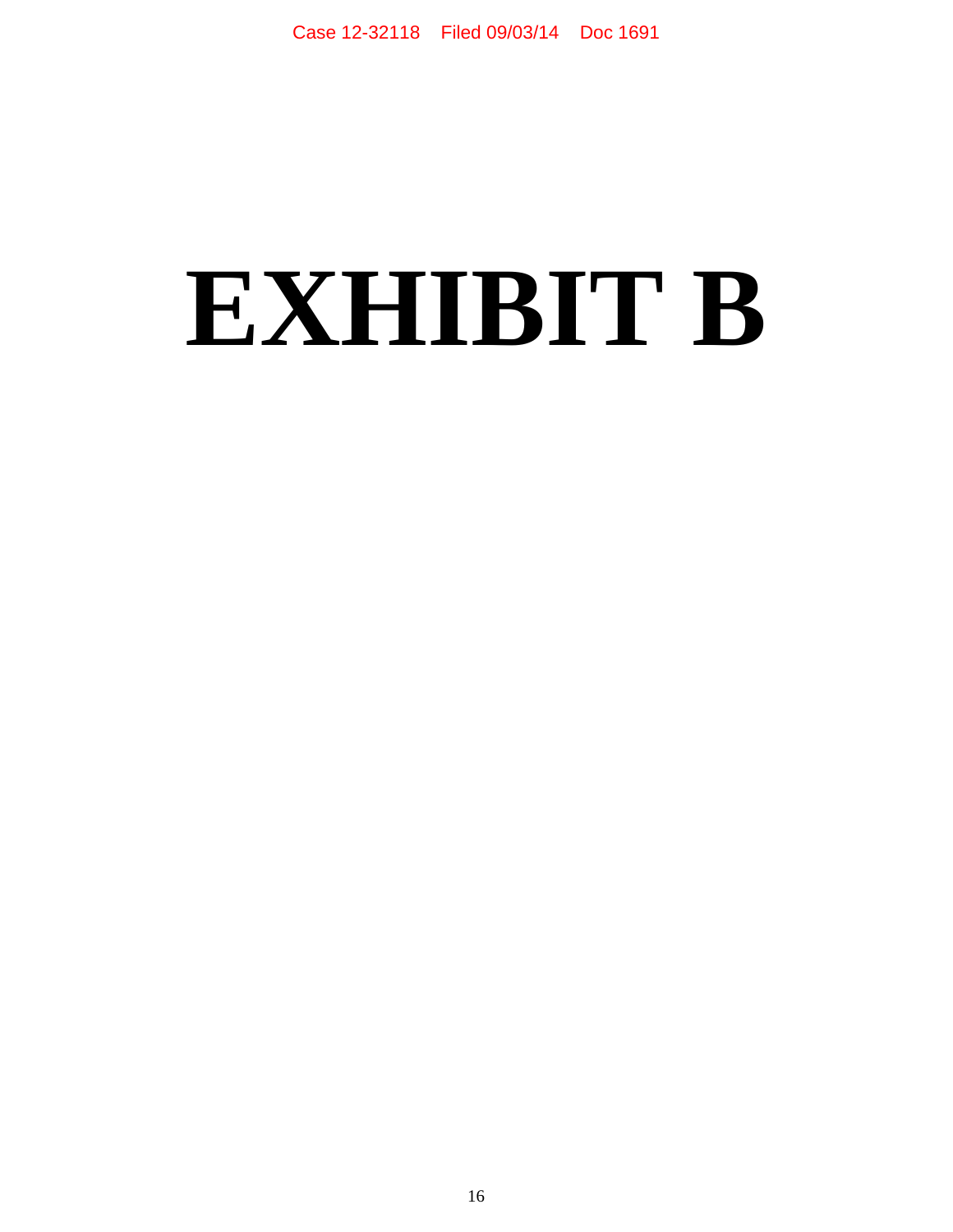# EXHIBIT B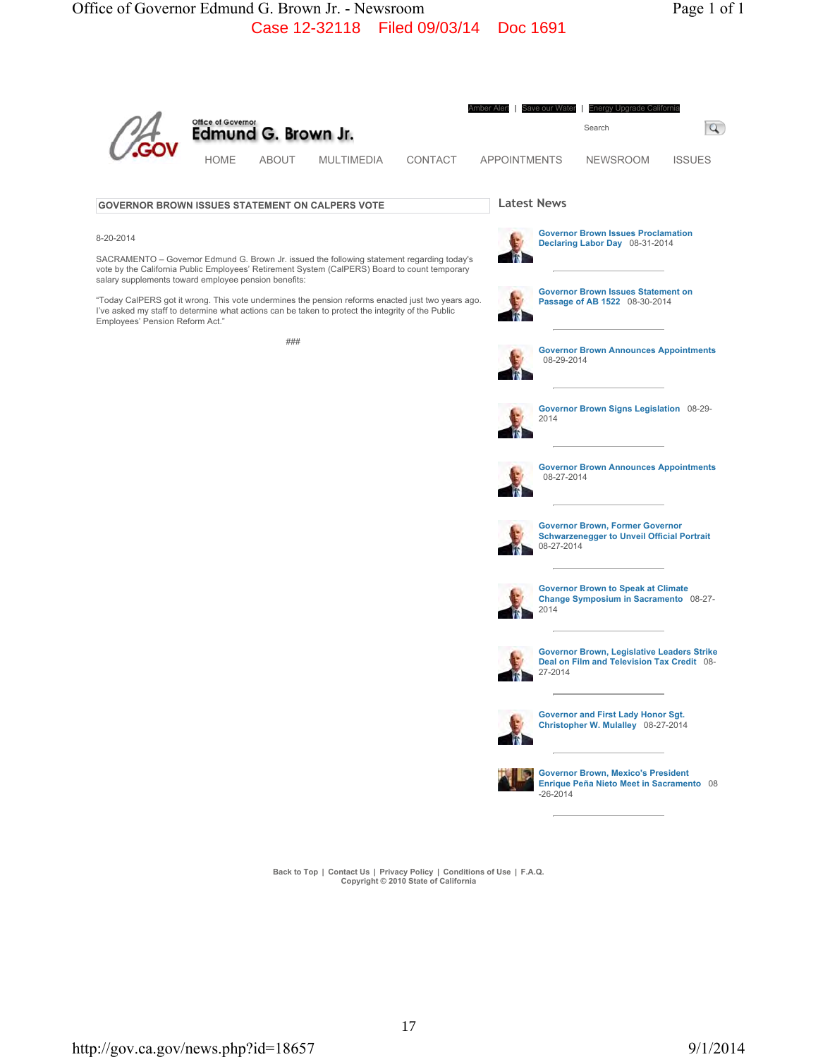Case 12-32118 Filed 09/03/14 Doc 1691

Amber Alert | Save our Water | Energy Upgrade California

Office of Governor
**Edmund G. Brown Jr.**

Search

HOME ABOUT MULTIMEDIA CONTACT APPOINTMENTS NEWSROOM ISSUES

## GOVERNOR BROWN ISSUES STATEMENT ON CALPERS VOTE

8-20-2014

SACRAMENTO – Governor Edmund G. Brown Jr. issued the following statement regarding today's vote by the California Public Employees' Retirement System (CalPERS) Board to count temporary salary supplements toward employee pension benefits:

"Today CalPERS got it wrong. This vote undermines the pension reforms enacted just two years ago. I've asked my staff to determine what actions can be taken to protect the integrity of the Public Employees' Pension Reform Act."

###

## Latest News

**Governor Brown Issues Proclamation Declaring Labor Day** 08-31-2014

**Governor Brown Issues Statement on Passage of AB 1522** 08-30-2014

**Governor Brown Announces Appointments** 08-29-2014

**Governor Brown Signs Legislation** 08-29-2014

**Governor Brown Announces Appointments** 08-27-2014

**Governor Brown, Former Governor Schwarzenegger to Unveil Official Portrait** 08-27-2014

**Governor Brown to Speak at Climate Change Symposium in Sacramento** 08-27-2014

**Governor Brown, Legislative Leaders Strike Deal on Film and Television Tax Credit** 08-27-2014

**Governor and First Lady Honor Sgt. Christopher W. Mulalley** 08-27-2014

**Governor Brown, Mexico's President Enrique Peña Nieto Meet in Sacramento** 08-26-2014

Back to Top | Contact Us | Privacy Policy | Conditions of Use | F.A.Q.
Copyright © 2010 State of California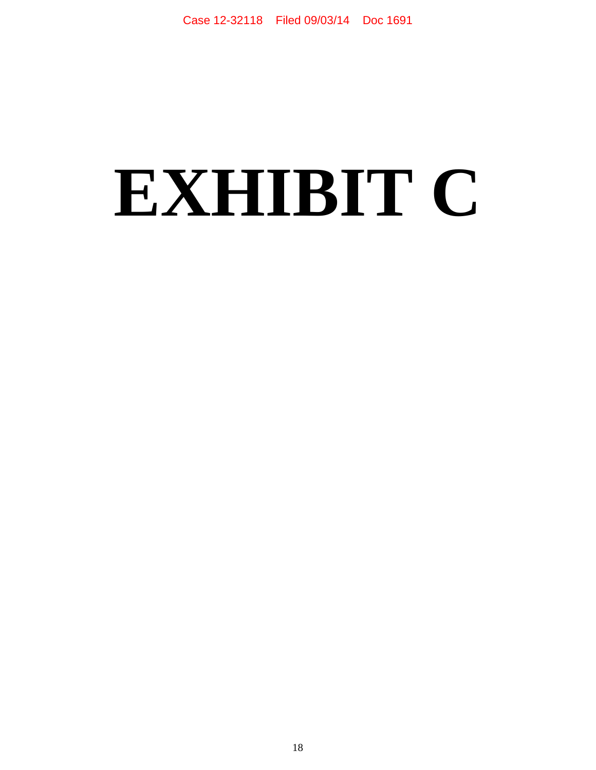# EXHIBIT C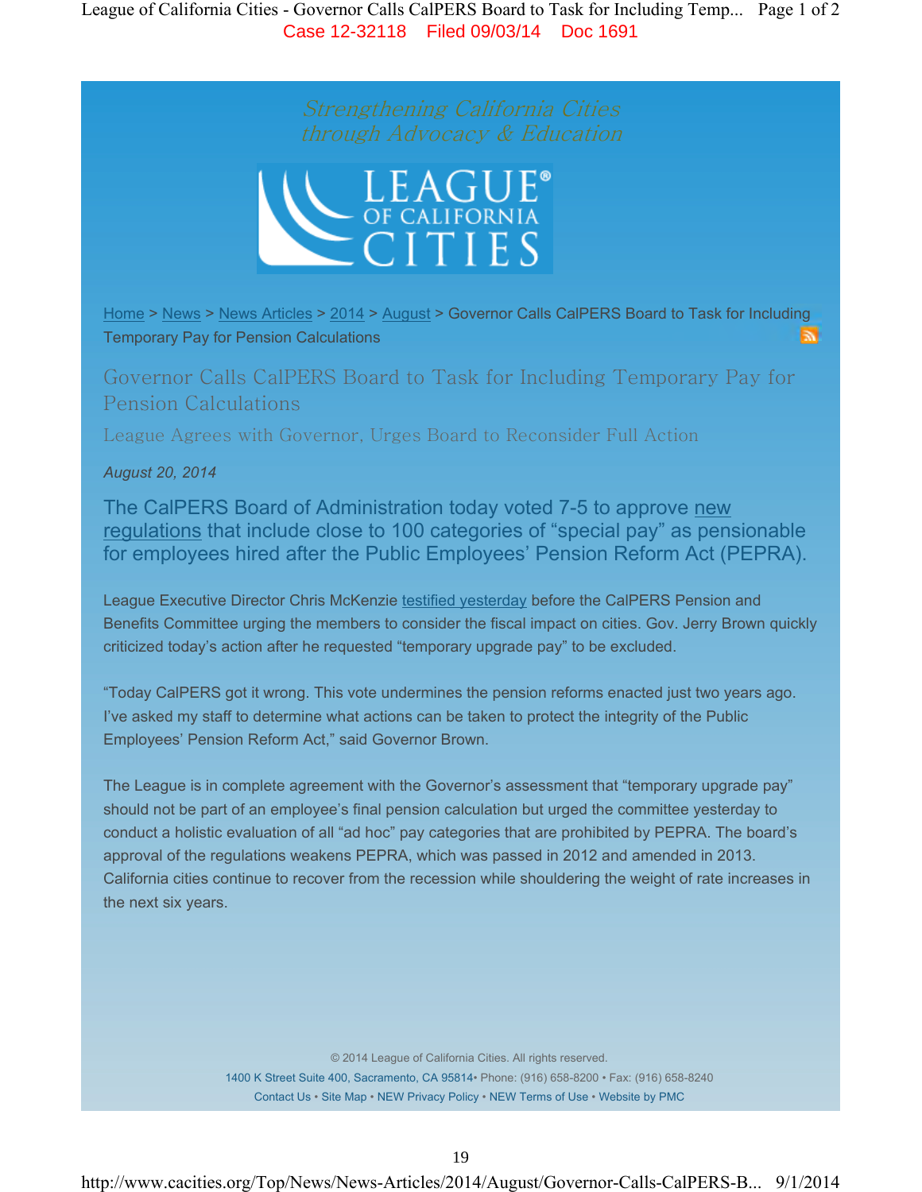Strengthening California Cities
through Advocacy & Education

LEAGUE® OF CALIFORNIA CITIES

Home > News > News Articles > 2014 > August > Governor Calls CalPERS Board to Task for Including Temporary Pay for Pension Calculations

# Governor Calls CalPERS Board to Task for Including Temporary Pay for Pension Calculations

## League Agrees with Governor, Urges Board to Reconsider Full Action

*August 20, 2014*

The CalPERS Board of Administration today voted 7-5 to approve new regulations that include close to 100 categories of "special pay" as pensionable for employees hired after the Public Employees' Pension Reform Act (PEPRA).

League Executive Director Chris McKenzie testified yesterday before the CalPERS Pension and Benefits Committee urging the members to consider the fiscal impact on cities. Gov. Jerry Brown quickly criticized today's action after he requested "temporary upgrade pay" to be excluded.

"Today CalPERS got it wrong. This vote undermines the pension reforms enacted just two years ago. I've asked my staff to determine what actions can be taken to protect the integrity of the Public Employees' Pension Reform Act," said Governor Brown.

The League is in complete agreement with the Governor's assessment that "temporary upgrade pay" should not be part of an employee's final pension calculation but urged the committee yesterday to conduct a holistic evaluation of all "ad hoc" pay categories that are prohibited by PEPRA. The board's approval of the regulations weakens PEPRA, which was passed in 2012 and amended in 2013. California cities continue to recover from the recession while shouldering the weight of rate increases in the next six years.

© 2014 League of California Cities. All rights reserved.
1400 K Street Suite 400, Sacramento, CA 95814 • Phone: (916) 658-8200 • Fax: (916) 658-8240
Contact Us • Site Map • NEW Privacy Policy • NEW Terms of Use • Website by PMC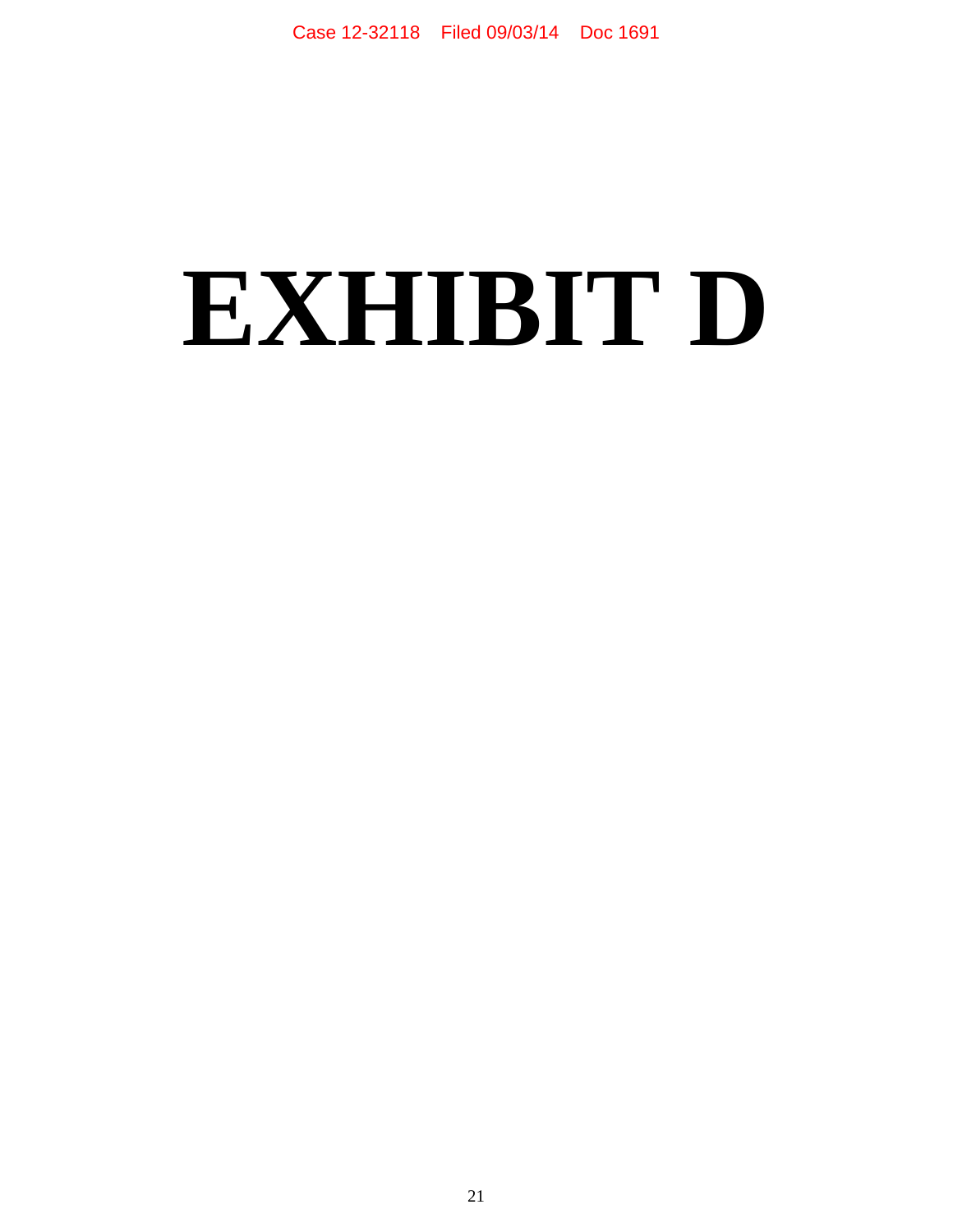# EXHIBIT D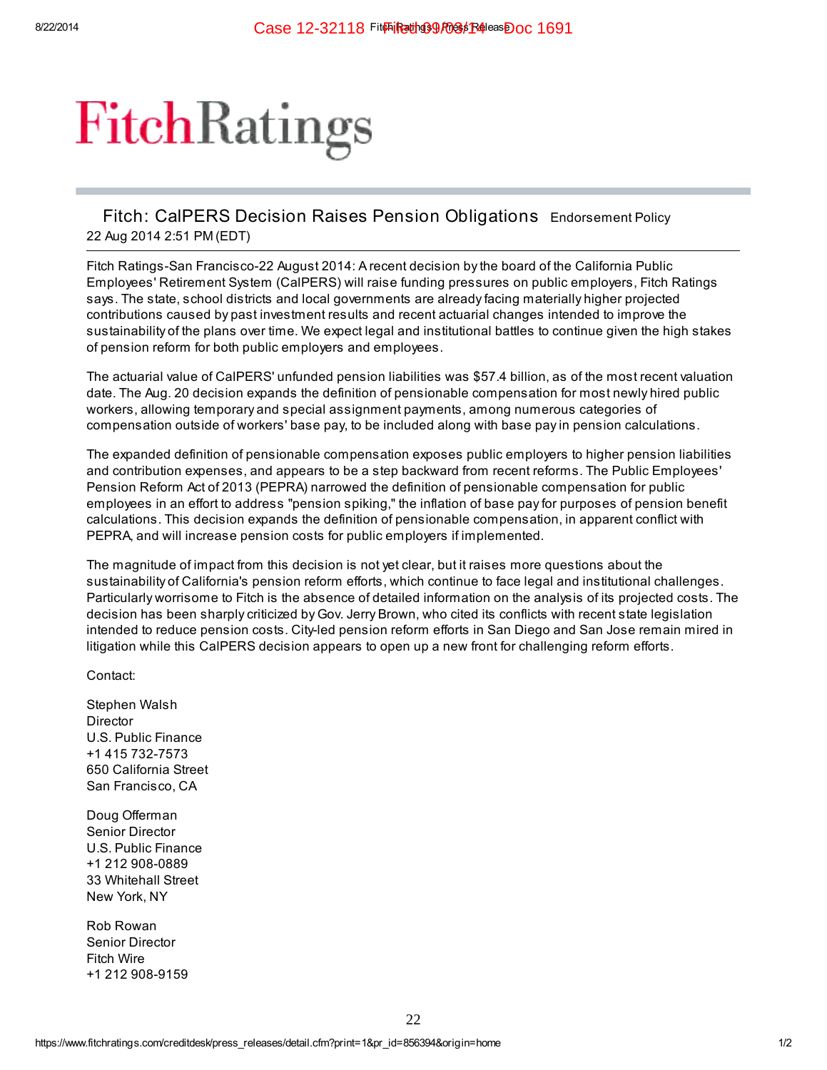# FitchRatings

## Fitch: CalPERS Decision Raises Pension Obligations

Endorsement Policy

22 Aug 2014 2:51 PM (EDT)

Fitch Ratings-San Francisco-22 August 2014: A recent decision by the board of the California Public Employees' Retirement System (CalPERS) will raise funding pressures on public employers, Fitch Ratings says. The state, school districts and local governments are already facing materially higher projected contributions caused by past investment results and recent actuarial changes intended to improve the sustainability of the plans over time. We expect legal and institutional battles to continue given the high stakes of pension reform for both public employers and employees.

The actuarial value of CalPERS' unfunded pension liabilities was $57.4 billion, as of the most recent valuation date. The Aug. 20 decision expands the definition of pensionable compensation for most newly hired public workers, allowing temporary and special assignment payments, among numerous categories of compensation outside of workers' base pay, to be included along with base pay in pension calculations.

The expanded definition of pensionable compensation exposes public employers to higher pension liabilities and contribution expenses, and appears to be a step backward from recent reforms. The Public Employees' Pension Reform Act of 2013 (PEPRA) narrowed the definition of pensionable compensation for public employees in an effort to address "pension spiking," the inflation of base pay for purposes of pension benefit calculations. This decision expands the definition of pensionable compensation, in apparent conflict with PEPRA, and will increase pension costs for public employers if implemented.

The magnitude of impact from this decision is not yet clear, but it raises more questions about the sustainability of California's pension reform efforts, which continue to face legal and institutional challenges. Particularly worrisome to Fitch is the absence of detailed information on the analysis of its projected costs. The decision has been sharply criticized by Gov. Jerry Brown, who cited its conflicts with recent state legislation intended to reduce pension costs. City-led pension reform efforts in San Diego and San Jose remain mired in litigation while this CalPERS decision appears to open up a new front for challenging reform efforts.

Contact:

Stephen Walsh  
Director  
U.S. Public Finance  
+1 415 732-7573  
650 California Street  
San Francisco, CA

Doug Offerman  
Senior Director  
U.S. Public Finance  
+1 212 908-0889  
33 Whitehall Street  
New York, NY

Rob Rowan  
Senior Director  
Fitch Wire  
+1 212 908-9159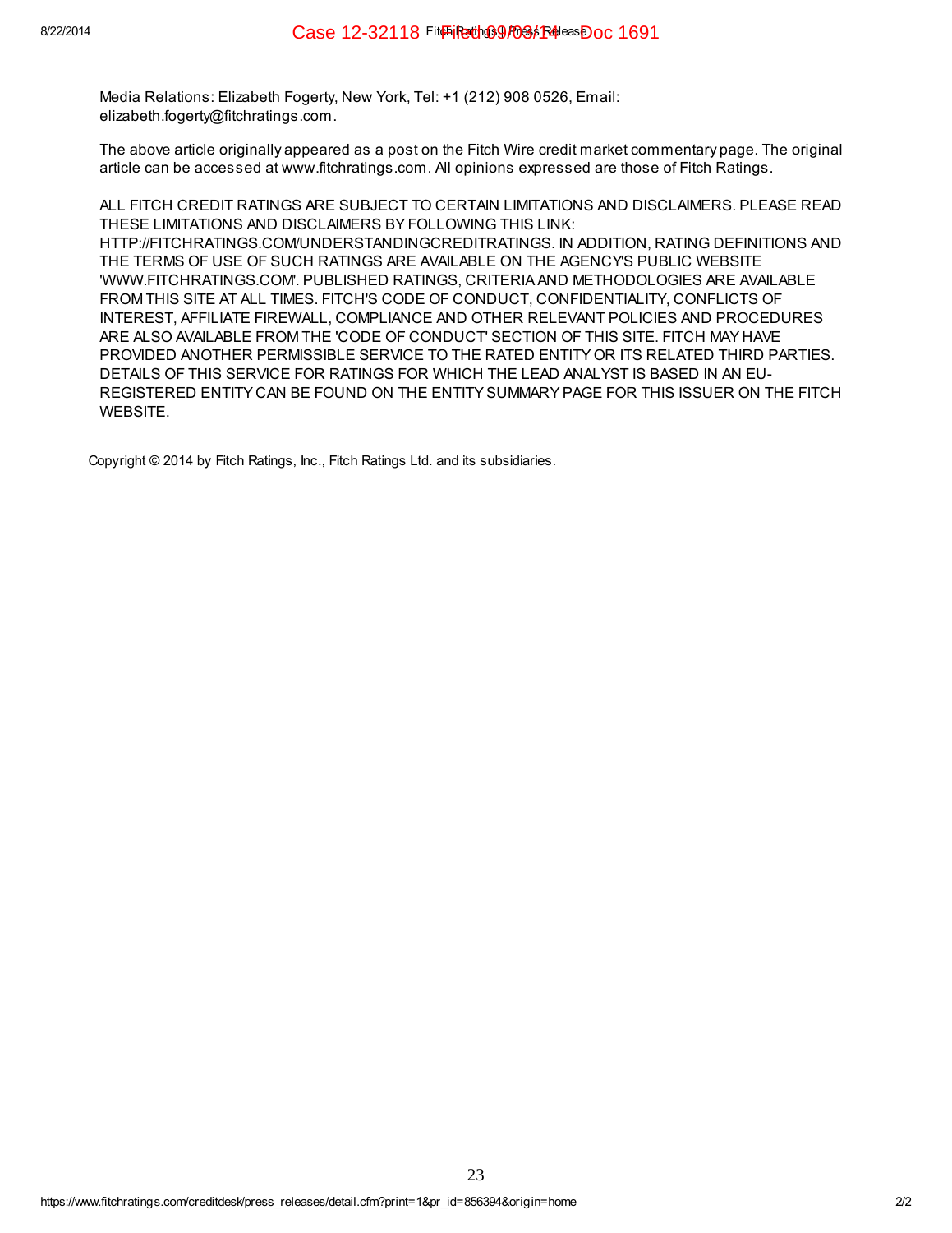Media Relations: Elizabeth Fogerty, New York, Tel: +1 (212) 908 0526, Email: elizabeth.fogerty@fitchratings.com.

The above article originally appeared as a post on the Fitch Wire credit market commentary page. The original article can be accessed at www.fitchratings.com. All opinions expressed are those of Fitch Ratings.

ALL FITCH CREDIT RATINGS ARE SUBJECT TO CERTAIN LIMITATIONS AND DISCLAIMERS. PLEASE READ THESE LIMITATIONS AND DISCLAIMERS BY FOLLOWING THIS LINK: HTTP://FITCHRATINGS.COM/UNDERSTANDINGCREDITRATINGS. IN ADDITION, RATING DEFINITIONS AND THE TERMS OF USE OF SUCH RATINGS ARE AVAILABLE ON THE AGENCY'S PUBLIC WEBSITE 'WWW.FITCHRATINGS.COM'. PUBLISHED RATINGS, CRITERIA AND METHODOLOGIES ARE AVAILABLE FROM THIS SITE AT ALL TIMES. FITCH'S CODE OF CONDUCT, CONFIDENTIALITY, CONFLICTS OF INTEREST, AFFILIATE FIREWALL, COMPLIANCE AND OTHER RELEVANT POLICIES AND PROCEDURES ARE ALSO AVAILABLE FROM THE 'CODE OF CONDUCT' SECTION OF THIS SITE. FITCH MAY HAVE PROVIDED ANOTHER PERMISSIBLE SERVICE TO THE RATED ENTITY OR ITS RELATED THIRD PARTIES. DETAILS OF THIS SERVICE FOR RATINGS FOR WHICH THE LEAD ANALYST IS BASED IN AN EU-REGISTERED ENTITY CAN BE FOUND ON THE ENTITY SUMMARY PAGE FOR THIS ISSUER ON THE FITCH WEBSITE.

Copyright © 2014 by Fitch Ratings, Inc., Fitch Ratings Ltd. and its subsidiaries.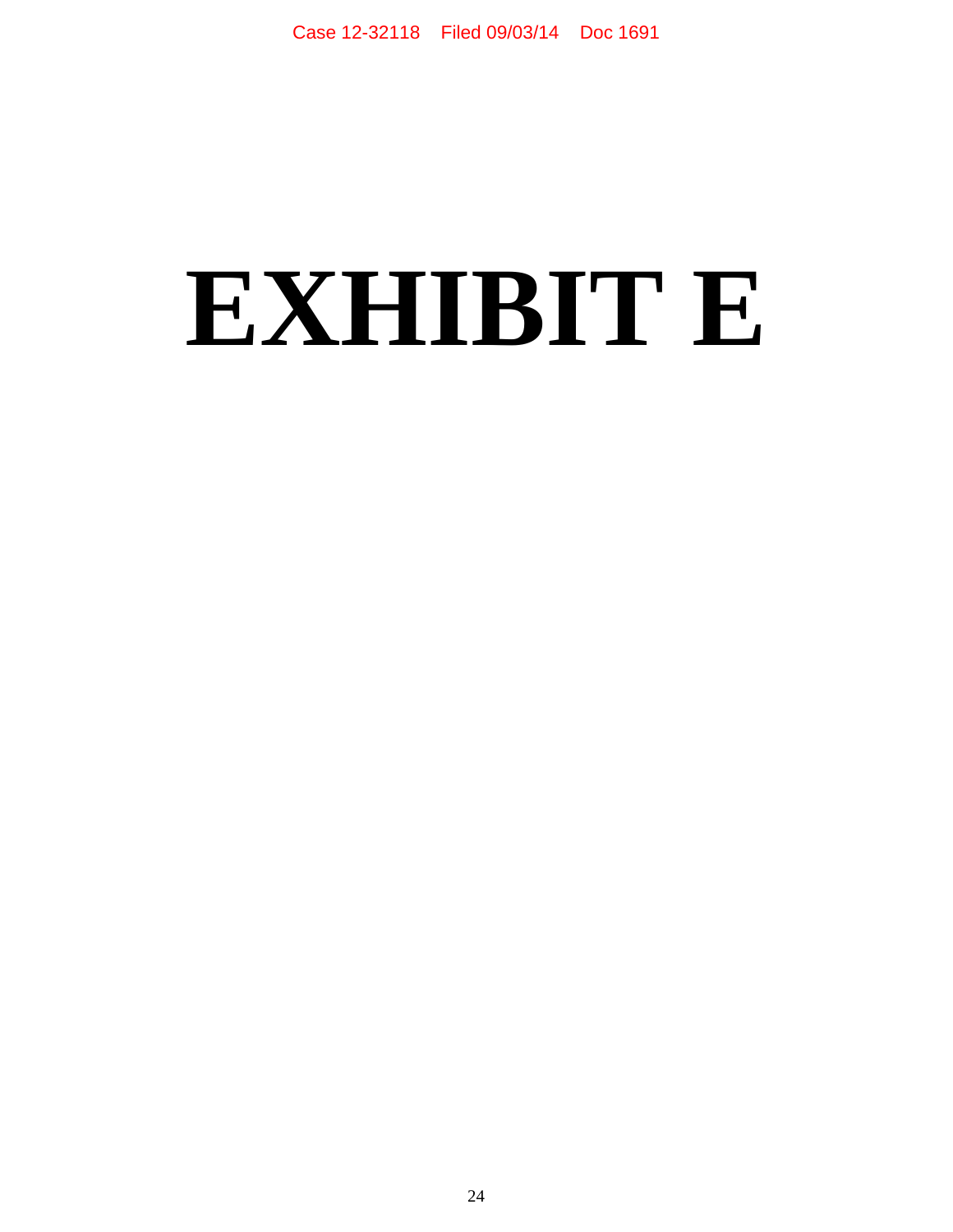# EXHIBIT E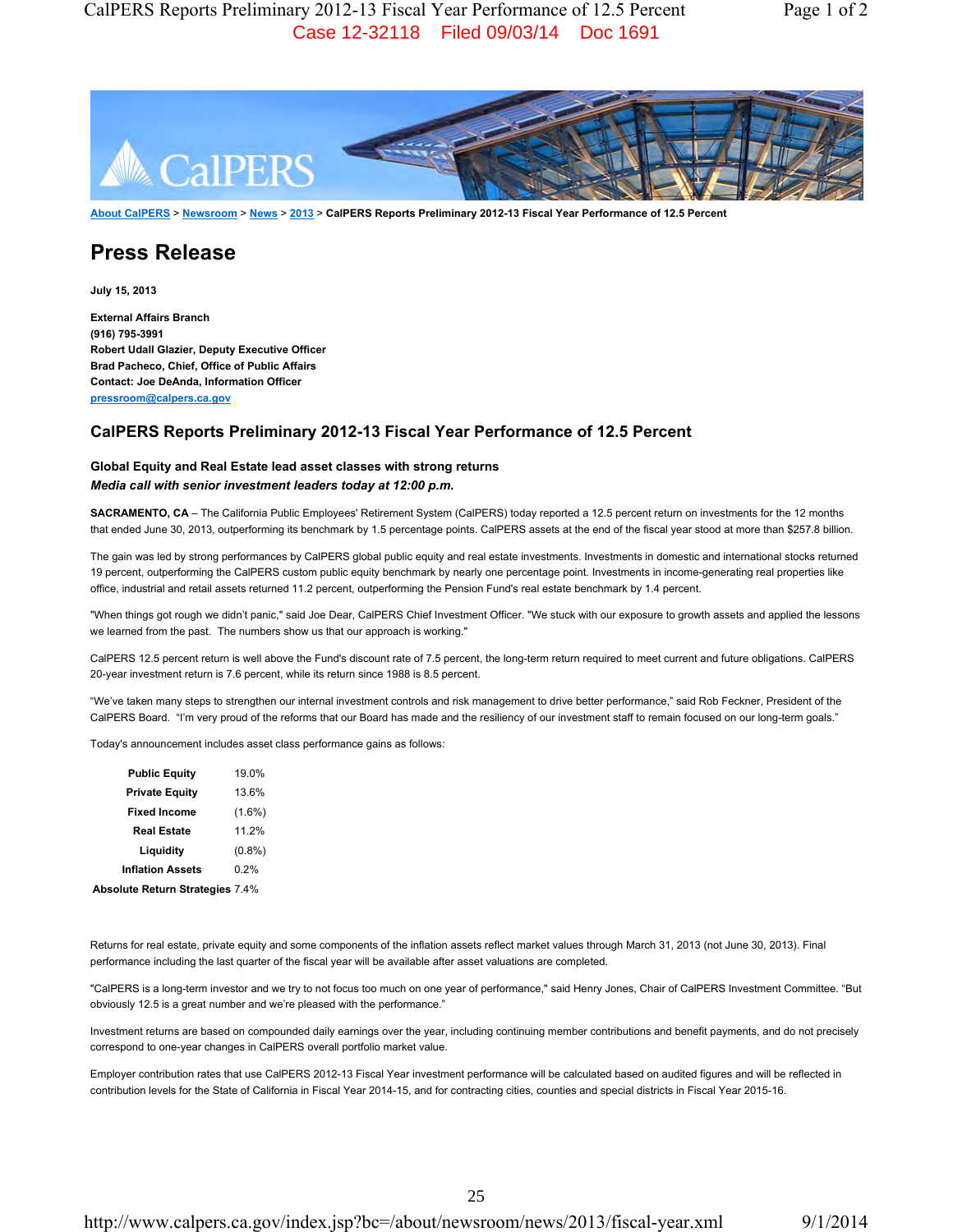About CalPERS > Newsroom > News > 2013 > CalPERS Reports Preliminary 2012-13 Fiscal Year Performance of 12.5 Percent

# Press Release

**July 15, 2013**

**External Affairs Branch**
**(916) 795-3991**
**Robert Udall Glazier, Deputy Executive Officer**
**Brad Pacheco, Chief, Office of Public Affairs**
**Contact: Joe DeAnda, Information Officer**
pressroom@calpers.ca.gov

## CalPERS Reports Preliminary 2012-13 Fiscal Year Performance of 12.5 Percent

### Global Equity and Real Estate lead asset classes with strong returns

***Media call with senior investment leaders today at 12:00 p.m.***

**SACRAMENTO, CA** – The California Public Employees' Retirement System (CalPERS) today reported a 12.5 percent return on investments for the 12 months that ended June 30, 2013, outperforming its benchmark by 1.5 percentage points. CalPERS assets at the end of the fiscal year stood at more than $257.8 billion.

The gain was led by strong performances by CalPERS global public equity and real estate investments. Investments in domestic and international stocks returned 19 percent, outperforming the CalPERS custom public equity benchmark by nearly one percentage point. Investments in income-generating real properties like office, industrial and retail assets returned 11.2 percent, outperforming the Pension Fund's real estate benchmark by 1.4 percent.

"When things got rough we didn't panic," said Joe Dear, CalPERS Chief Investment Officer. "We stuck with our exposure to growth assets and applied the lessons we learned from the past. The numbers show us that our approach is working."

CalPERS 12.5 percent return is well above the Fund's discount rate of 7.5 percent, the long-term return required to meet current and future obligations. CalPERS 20-year investment return is 7.6 percent, while its return since 1988 is 8.5 percent.

"We've taken many steps to strengthen our internal investment controls and risk management to drive better performance," said Rob Feckner, President of the CalPERS Board. "I'm very proud of the reforms that our Board has made and the resiliency of our investment staff to remain focused on our long-term goals."

Today's announcement includes asset class performance gains as follows:

| Asset Class | Return |
|---|---|
| **Public Equity** | 19.0% |
| **Private Equity** | 13.6% |
| **Fixed Income** | (1.6%) |
| **Real Estate** | 11.2% |
| **Liquidity** | (0.8%) |
| **Inflation Assets** | 0.2% |
| **Absolute Return Strategies** | 7.4% |

Returns for real estate, private equity and some components of the inflation assets reflect market values through March 31, 2013 (not June 30, 2013). Final performance including the last quarter of the fiscal year will be available after asset valuations are completed.

"CalPERS is a long-term investor and we try to not focus too much on one year of performance," said Henry Jones, Chair of CalPERS Investment Committee. "But obviously 12.5 is a great number and we're pleased with the performance."

Investment returns are based on compounded daily earnings over the year, including continuing member contributions and benefit payments, and do not precisely correspond to one-year changes in CalPERS overall portfolio market value.

Employer contribution rates that use CalPERS 2012-13 Fiscal Year investment performance will be calculated based on audited figures and will be reflected in contribution levels for the State of California in Fiscal Year 2014-15, and for contracting cities, counties and special districts in Fiscal Year 2015-16.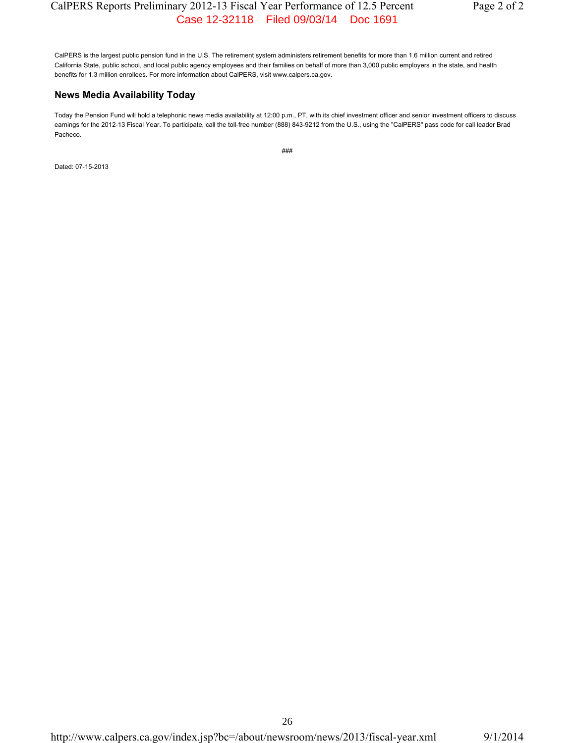CalPERS is the largest public pension fund in the U.S. The retirement system administers retirement benefits for more than 1.6 million current and retired California State, public school, and local public agency employees and their families on behalf of more than 3,000 public employers in the state, and health benefits for 1.3 million enrollees. For more information about CalPERS, visit www.calpers.ca.gov.

## News Media Availability Today

Today the Pension Fund will hold a telephonic news media availability at 12:00 p.m., PT, with its chief investment officer and senior investment officers to discuss earnings for the 2012-13 Fiscal Year. To participate, call the toll-free number (888) 843-9212 from the U.S., using the "CalPERS" pass code for call leader Brad Pacheco.

###

Dated: 07-15-2013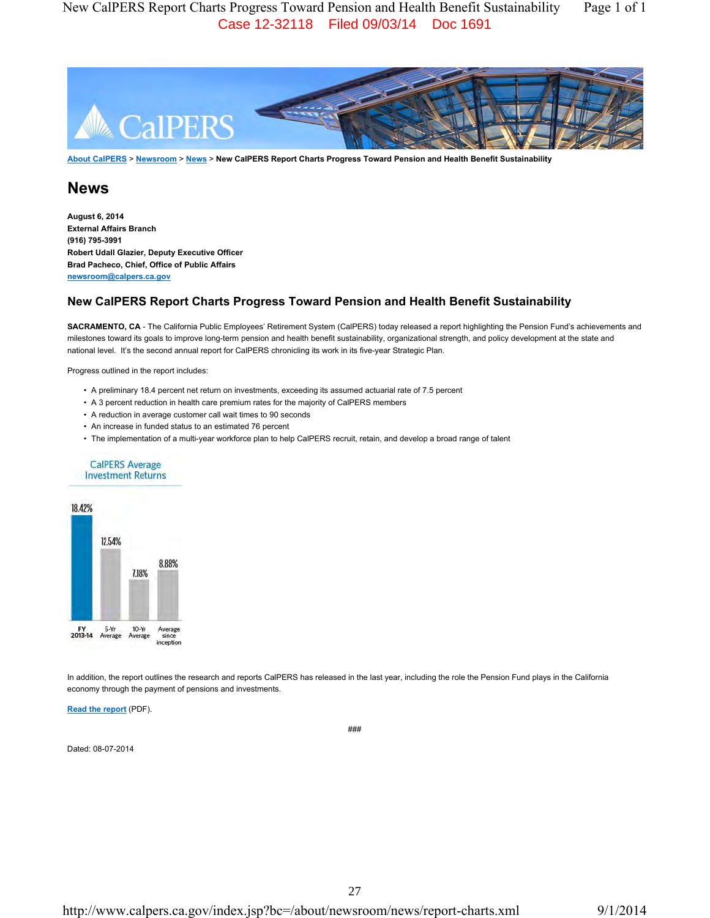About CalPERS > Newsroom > News > New CalPERS Report Charts Progress Toward Pension and Health Benefit Sustainability

# News

**August 6, 2014**
**External Affairs Branch**
**(916) 795-3991**
**Robert Udall Glazier, Deputy Executive Officer**
**Brad Pacheco, Chief, Office of Public Affairs**
newsroom@calpers.ca.gov

## New CalPERS Report Charts Progress Toward Pension and Health Benefit Sustainability

**SACRAMENTO, CA** - The California Public Employees' Retirement System (CalPERS) today released a report highlighting the Pension Fund's achievements and milestones toward its goals to improve long-term pension and health benefit sustainability, organizational strength, and policy development at the state and national level. It's the second annual report for CalPERS chronicling its work in its five-year Strategic Plan.

Progress outlined in the report includes:

- A preliminary 18.4 percent net return on investments, exceeding its assumed actuarial rate of 7.5 percent
- A 3 percent reduction in health care premium rates for the majority of CalPERS members
- A reduction in average customer call wait times to 90 seconds
- An increase in funded status to an estimated 76 percent
- The implementation of a multi-year workforce plan to help CalPERS recruit, retain, and develop a broad range of talent

CalPERS Average Investment Returns

| FY 2013-14 | 5-Yr Average | 10-Yr Average | Average since inception |
|---|---|---|---|
| 18.42% | 12.54% | 7.18% | 8.88% |

In addition, the report outlines the research and reports CalPERS has released in the last year, including the role the Pension Fund plays in the California economy through the payment of pensions and investments.

Read the report (PDF).

###

Dated: 08-07-2014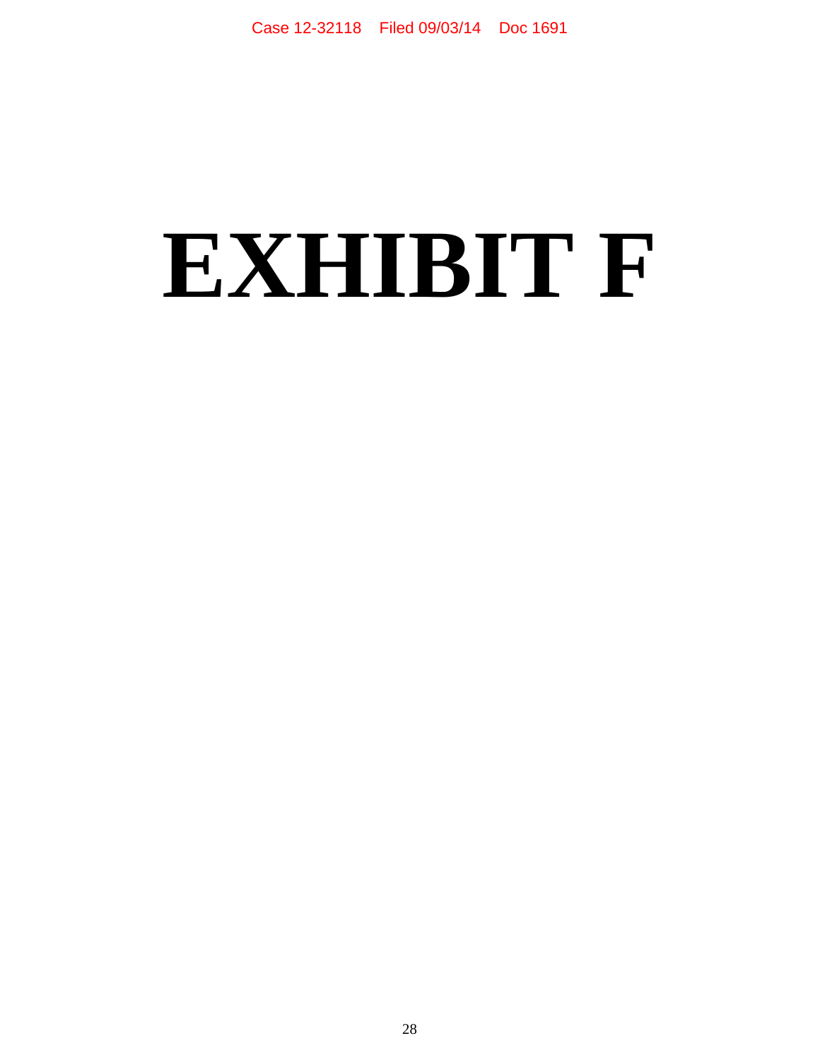# EXHIBIT F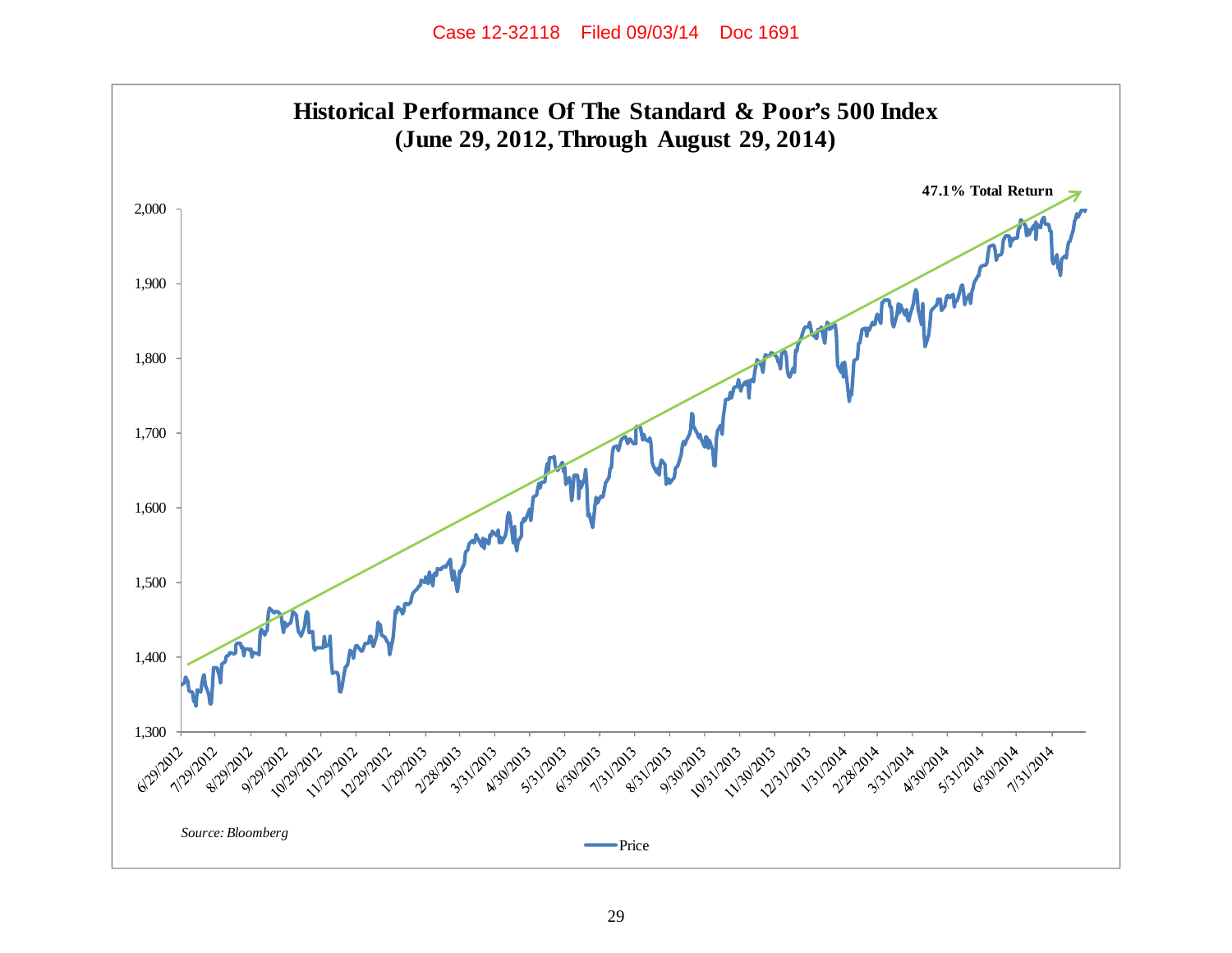Case 12-32118 Filed 09/03/14 Doc 1691

**Historical Performance Of The Standard & Poor's 500 Index**
**(June 29, 2012, Through August 29, 2014)**

47.1% Total Return

*Source: Bloomberg*

Price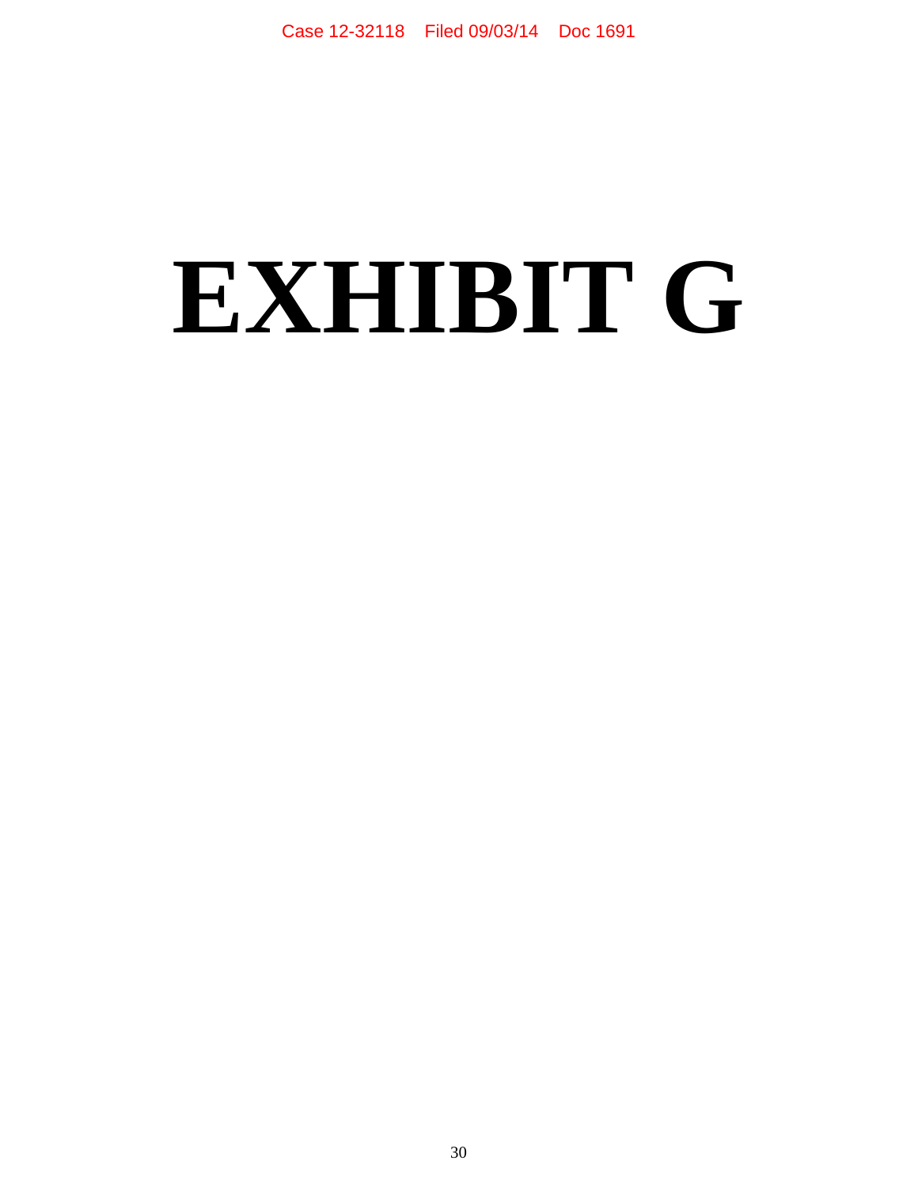# EXHIBIT G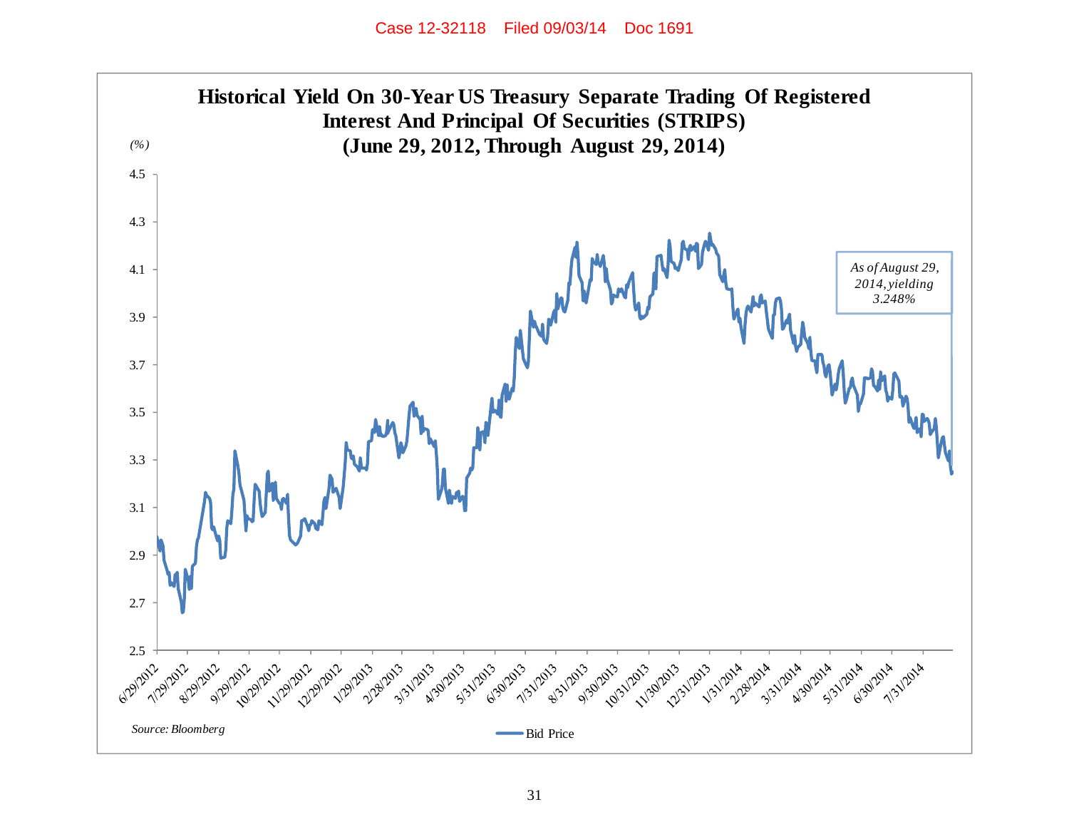Historical Yield On 30-Year US Treasury Separate Trading Of Registered Interest And Principal Of Securities (STRIPS)
(June 29, 2012, Through August 29, 2014)

(%)

4.5
4.3
4.1
3.9
3.7
3.5
3.3
3.1
2.9
2.7
2.5

6/29/2012
7/29/2012
8/29/2012
9/29/2012
10/29/2012
11/29/2012
12/29/2012
1/29/2013
2/28/2013
3/31/2013
4/30/2013
5/31/2013
6/30/2013
7/31/2013
8/31/2013
9/30/2013
10/31/2013
11/30/2013
12/31/2013
1/31/2014
2/28/2014
3/31/2014
4/30/2014
5/31/2014
6/30/2014
7/31/2014

*As of August 29, 2014, yielding 3.248%*

*Source: Bloomberg*

Bid Price